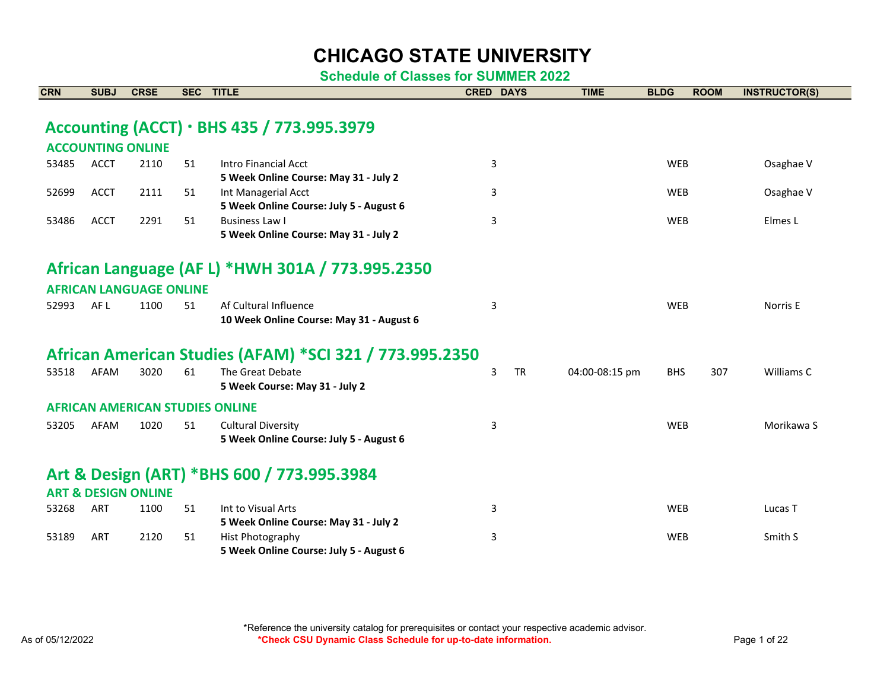# CHICAGO STATE UNIVERSITY

### Schedule of Classes for SUMMER 2022

| CRN | SUBJ | CRSE | SEC | TITLE | CRED | DAYS | TIME | BLDG | ROOM | INSTRUCTOR(S) |
|---|---|---|---|---|---|---|---|---|---|---|

## Accounting (ACCT) • BHS 435 / 773.995.3979

### ACCOUNTING ONLINE

| CRN | SUBJ | CRSE | SEC | TITLE | CRED | DAYS | TIME | BLDG | ROOM | INSTRUCTOR(S) |
|---|---|---|---|---|---|---|---|---|---|---|
| 53485 | ACCT | 2110 | 51 | Intro Financial Acct<br>**5 Week Online Course: May 31 - July 2** | 3 | | | WEB | | Osaghae V |
| 52699 | ACCT | 2111 | 51 | Int Managerial Acct<br>**5 Week Online Course: July 5 - August 6** | 3 | | | WEB | | Osaghae V |
| 53486 | ACCT | 2291 | 51 | Business Law I<br>**5 Week Online Course: May 31 - July 2** | 3 | | | WEB | | Elmes L |

## African Language (AF L) *HWH 301A / 773.995.2350

### AFRICAN LANGUAGE ONLINE

| CRN | SUBJ | CRSE | SEC | TITLE | CRED | DAYS | TIME | BLDG | ROOM | INSTRUCTOR(S) |
|---|---|---|---|---|---|---|---|---|---|---|
| 52993 | AF L | 1100 | 51 | Af Cultural Influence<br>**10 Week Online Course: May 31 - August 6** | 3 | | | WEB | | Norris E |

## African American Studies (AFAM) *SCI 321 / 773.995.2350

| CRN | SUBJ | CRSE | SEC | TITLE | CRED | DAYS | TIME | BLDG | ROOM | INSTRUCTOR(S) |
|---|---|---|---|---|---|---|---|---|---|---|
| 53518 | AFAM | 3020 | 61 | The Great Debate<br>**5 Week Course: May 31 - July 2** | 3 | TR | 04:00-08:15 pm | BHS | 307 | Williams C |

### AFRICAN AMERICAN STUDIES ONLINE

| CRN | SUBJ | CRSE | SEC | TITLE | CRED | DAYS | TIME | BLDG | ROOM | INSTRUCTOR(S) |
|---|---|---|---|---|---|---|---|---|---|---|
| 53205 | AFAM | 1020 | 51 | Cultural Diversity<br>**5 Week Online Course: July 5 - August 6** | 3 | | | WEB | | Morikawa S |

## Art & Design (ART) *BHS 600 / 773.995.3984

### ART & DESIGN ONLINE

| CRN | SUBJ | CRSE | SEC | TITLE | CRED | DAYS | TIME | BLDG | ROOM | INSTRUCTOR(S) |
|---|---|---|---|---|---|---|---|---|---|---|
| 53268 | ART | 1100 | 51 | Int to Visual Arts<br>**5 Week Online Course: May 31 - July 2** | 3 | | | WEB | | Lucas T |
| 53189 | ART | 2120 | 51 | Hist Photography<br>**5 Week Online Course: July 5 - August 6** | 3 | | | WEB | | Smith S |

*Reference the university catalog for prerequisites or contact your respective academic advisor.

As of 05/12/2022

***Check CSU Dynamic Class Schedule for up-to-date information.**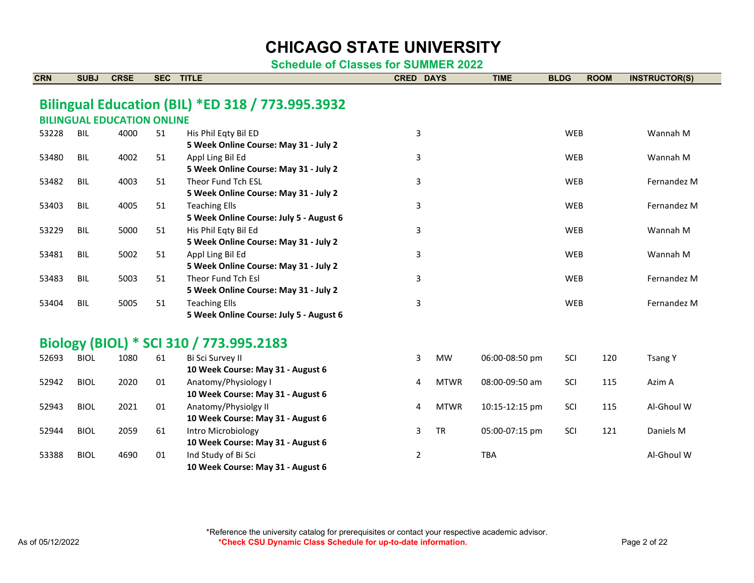# CHICAGO STATE UNIVERSITY

**Schedule of Classes for SUMMER 2022**

| CRN | SUBJ | CRSE | SEC | TITLE | CRED | DAYS | TIME | BLDG | ROOM | INSTRUCTOR(S) |
|---|---|---|---|---|---|---|---|---|---|---|

## Bilingual Education (BIL) *ED 318 / 773.995.3932

### BILINGUAL EDUCATION ONLINE

| CRN | SUBJ | CRSE | SEC | TITLE | CRED | DAYS | TIME | BLDG | ROOM | INSTRUCTOR(S) |
|---|---|---|---|---|---|---|---|---|---|---|
| 53228 | BIL | 4000 | 51 | His Phil Eqty Bil ED<br>**5 Week Online Course: May 31 - July 2** | 3 | | | WEB | | Wannah M |
| 53480 | BIL | 4002 | 51 | Appl Ling Bil Ed<br>**5 Week Online Course: May 31 - July 2** | 3 | | | WEB | | Wannah M |
| 53482 | BIL | 4003 | 51 | Theor Fund Tch ESL<br>**5 Week Online Course: May 31 - July 2** | 3 | | | WEB | | Fernandez M |
| 53403 | BIL | 4005 | 51 | Teaching Ells<br>**5 Week Online Course: July 5 - August 6** | 3 | | | WEB | | Fernandez M |
| 53229 | BIL | 5000 | 51 | His Phil Eqty Bil Ed<br>**5 Week Online Course: May 31 - July 2** | 3 | | | WEB | | Wannah M |
| 53481 | BIL | 5002 | 51 | Appl Ling Bil Ed<br>**5 Week Online Course: May 31 - July 2** | 3 | | | WEB | | Wannah M |
| 53483 | BIL | 5003 | 51 | Theor Fund Tch Esl<br>**5 Week Online Course: May 31 - July 2** | 3 | | | WEB | | Fernandez M |
| 53404 | BIL | 5005 | 51 | Teaching Ells<br>**5 Week Online Course: July 5 - August 6** | 3 | | | WEB | | Fernandez M |

## Biology (BIOL) * SCI 310 / 773.995.2183

| CRN | SUBJ | CRSE | SEC | TITLE | CRED | DAYS | TIME | BLDG | ROOM | INSTRUCTOR(S) |
|---|---|---|---|---|---|---|---|---|---|---|
| 52693 | BIOL | 1080 | 61 | Bi Sci Survey II<br>**10 Week Course: May 31 - August 6** | 3 | MW | 06:00-08:50 pm | SCI | 120 | Tsang Y |
| 52942 | BIOL | 2020 | 01 | Anatomy/Physiology I<br>**10 Week Course: May 31 - August 6** | 4 | MTWR | 08:00-09:50 am | SCI | 115 | Azim A |
| 52943 | BIOL | 2021 | 01 | Anatomy/Physiolgy II<br>**10 Week Course: May 31 - August 6** | 4 | MTWR | 10:15-12:15 pm | SCI | 115 | Al-Ghoul W |
| 52944 | BIOL | 2059 | 61 | Intro Microbiology<br>**10 Week Course: May 31 - August 6** | 3 | TR | 05:00-07:15 pm | SCI | 121 | Daniels M |
| 53388 | BIOL | 4690 | 01 | Ind Study of Bi Sci<br>**10 Week Course: May 31 - August 6** | 2 | | TBA | | | Al-Ghoul W |

*Reference the university catalog for prerequisites or contact your respective academic advisor.

***Check CSU Dynamic Class Schedule for up-to-date information.**

As of 05/12/2022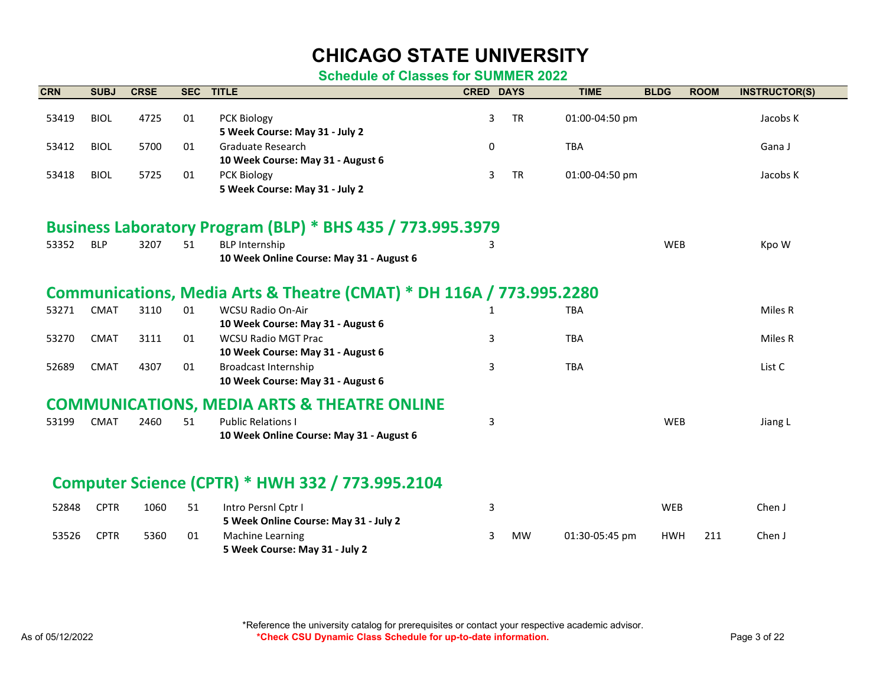# CHICAGO STATE UNIVERSITY

## Schedule of Classes for SUMMER 2022

| CRN | SUBJ | CRSE | SEC | TITLE | CRED | DAYS | TIME | BLDG | ROOM | INSTRUCTOR(S) |
|---|---|---|---|---|---|---|---|---|---|---|
| 53419 | BIOL | 4725 | 01 | PCK Biology<br>**5 Week Course: May 31 - July 2** | 3 | TR | 01:00-04:50 pm | | | Jacobs K |
| 53412 | BIOL | 5700 | 01 | Graduate Research<br>**10 Week Course: May 31 - August 6** | 0 | | TBA | | | Gana J |
| 53418 | BIOL | 5725 | 01 | PCK Biology<br>**5 Week Course: May 31 - July 2** | 3 | TR | 01:00-04:50 pm | | | Jacobs K |

## Business Laboratory Program (BLP) * BHS 435 / 773.995.3979

| CRN | SUBJ | CRSE | SEC | TITLE | CRED | DAYS | TIME | BLDG | ROOM | INSTRUCTOR(S) |
|---|---|---|---|---|---|---|---|---|---|---|
| 53352 | BLP | 3207 | 51 | BLP Internship<br>**10 Week Online Course: May 31 - August 6** | 3 | | | WEB | | Kpo W |

## Communications, Media Arts & Theatre (CMAT) * DH 116A / 773.995.2280

| CRN | SUBJ | CRSE | SEC | TITLE | CRED | DAYS | TIME | BLDG | ROOM | INSTRUCTOR(S) |
|---|---|---|---|---|---|---|---|---|---|---|
| 53271 | CMAT | 3110 | 01 | WCSU Radio On-Air<br>**10 Week Course: May 31 - August 6** | 1 | | TBA | | | Miles R |
| 53270 | CMAT | 3111 | 01 | WCSU Radio MGT Prac<br>**10 Week Course: May 31 - August 6** | 3 | | TBA | | | Miles R |
| 52689 | CMAT | 4307 | 01 | Broadcast Internship<br>**10 Week Course: May 31 - August 6** | 3 | | TBA | | | List C |

## COMMUNICATIONS, MEDIA ARTS & THEATRE ONLINE

| CRN | SUBJ | CRSE | SEC | TITLE | CRED | DAYS | TIME | BLDG | ROOM | INSTRUCTOR(S) |
|---|---|---|---|---|---|---|---|---|---|---|
| 53199 | CMAT | 2460 | 51 | Public Relations I<br>**10 Week Online Course: May 31 - August 6** | 3 | | | WEB | | Jiang L |

## Computer Science (CPTR) * HWH 332 / 773.995.2104

| CRN | SUBJ | CRSE | SEC | TITLE | CRED | DAYS | TIME | BLDG | ROOM | INSTRUCTOR(S) |
|---|---|---|---|---|---|---|---|---|---|---|
| 52848 | CPTR | 1060 | 51 | Intro Persnl Cptr I<br>**5 Week Online Course: May 31 - July 2** | 3 | | | WEB | | Chen J |
| 53526 | CPTR | 5360 | 01 | Machine Learning<br>**5 Week Course: May 31 - July 2** | 3 | MW | 01:30-05:45 pm | HWH | 211 | Chen J |

*Reference the university catalog for prerequisites or contact your respective academic advisor.

***Check CSU Dynamic Class Schedule for up-to-date information.**

As of 05/12/2022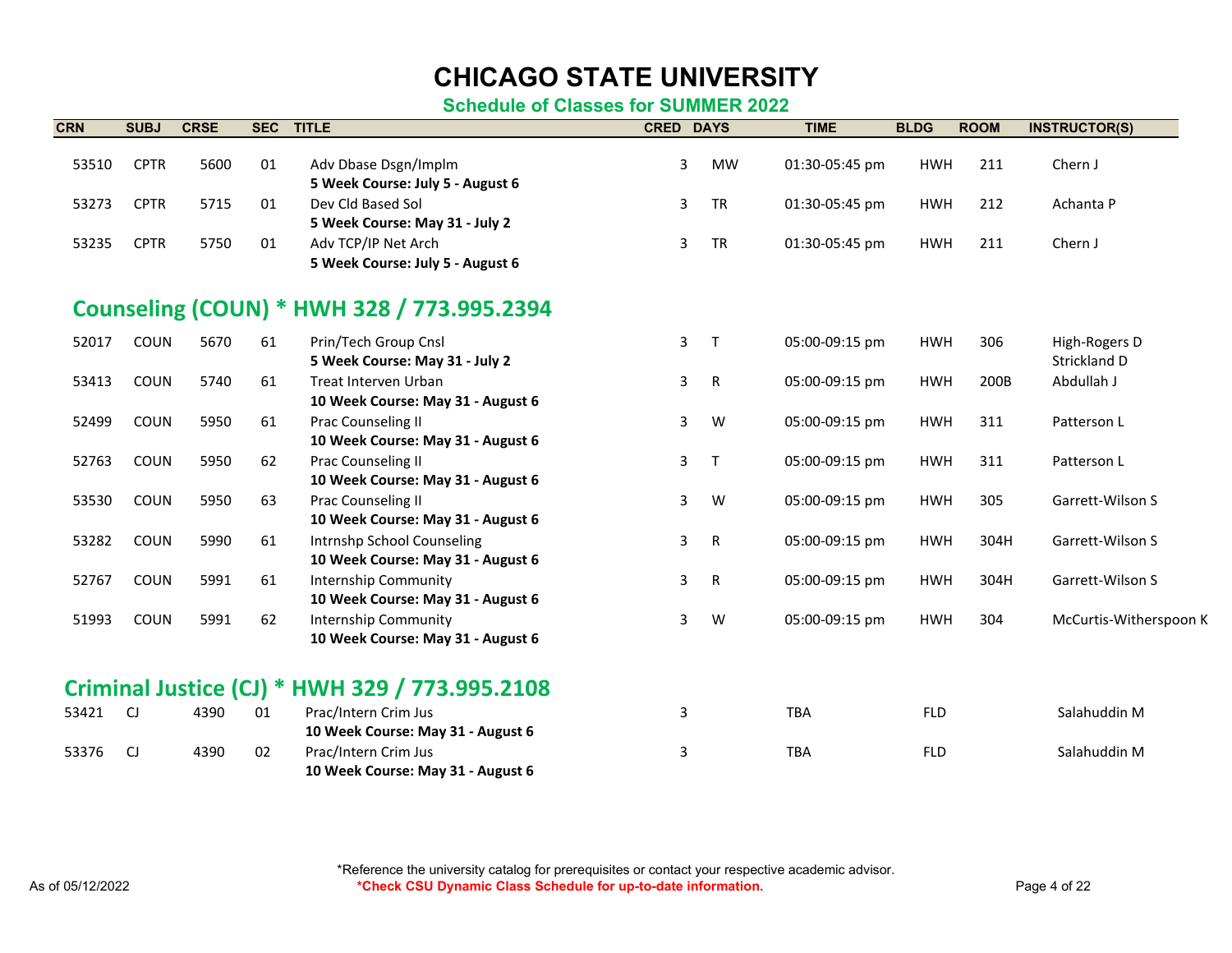# CHICAGO STATE UNIVERSITY

## Schedule of Classes for SUMMER 2022

| CRN | SUBJ | CRSE | SEC | TITLE | CRED | DAYS | TIME | BLDG | ROOM | INSTRUCTOR(S) |
|---|---|---|---|---|---|---|---|---|---|---|
| 53510 | CPTR | 5600 | 01 | Adv Dbase Dsgn/Implm<br>**5 Week Course: July 5 - August 6** | 3 | MW | 01:30-05:45 pm | HWH | 211 | Chern J |
| 53273 | CPTR | 5715 | 01 | Dev Cld Based Sol<br>**5 Week Course: May 31 - July 2** | 3 | TR | 01:30-05:45 pm | HWH | 212 | Achanta P |
| 53235 | CPTR | 5750 | 01 | Adv TCP/IP Net Arch<br>**5 Week Course: July 5 - August 6** | 3 | TR | 01:30-05:45 pm | HWH | 211 | Chern J |

## Counseling (COUN) * HWH 328 / 773.995.2394

| CRN | SUBJ | CRSE | SEC | TITLE | CRED | DAYS | TIME | BLDG | ROOM | INSTRUCTOR(S) |
|---|---|---|---|---|---|---|---|---|---|---|
| 52017 | COUN | 5670 | 61 | Prin/Tech Group Cnsl<br>**5 Week Course: May 31 - July 2** | 3 | T | 05:00-09:15 pm | HWH | 306 | High-Rogers D<br>Strickland D |
| 53413 | COUN | 5740 | 61 | Treat Interven Urban<br>**10 Week Course: May 31 - August 6** | 3 | R | 05:00-09:15 pm | HWH | 200B | Abdullah J |
| 52499 | COUN | 5950 | 61 | Prac Counseling II<br>**10 Week Course: May 31 - August 6** | 3 | W | 05:00-09:15 pm | HWH | 311 | Patterson L |
| 52763 | COUN | 5950 | 62 | Prac Counseling II<br>**10 Week Course: May 31 - August 6** | 3 | T | 05:00-09:15 pm | HWH | 311 | Patterson L |
| 53530 | COUN | 5950 | 63 | Prac Counseling II<br>**10 Week Course: May 31 - August 6** | 3 | W | 05:00-09:15 pm | HWH | 305 | Garrett-Wilson S |
| 53282 | COUN | 5990 | 61 | Intrnshp School Counseling<br>**10 Week Course: May 31 - August 6** | 3 | R | 05:00-09:15 pm | HWH | 304H | Garrett-Wilson S |
| 52767 | COUN | 5991 | 61 | Internship Community<br>**10 Week Course: May 31 - August 6** | 3 | R | 05:00-09:15 pm | HWH | 304H | Garrett-Wilson S |
| 51993 | COUN | 5991 | 62 | Internship Community<br>**10 Week Course: May 31 - August 6** | 3 | W | 05:00-09:15 pm | HWH | 304 | McCurtis-Witherspoon K |

## Criminal Justice (CJ) * HWH 329 / 773.995.2108

| CRN | SUBJ | CRSE | SEC | TITLE | CRED | DAYS | TIME | BLDG | ROOM | INSTRUCTOR(S) |
|---|---|---|---|---|---|---|---|---|---|---|
| 53421 | CJ | 4390 | 01 | Prac/Intern Crim Jus<br>**10 Week Course: May 31 - August 6** | 3 | | TBA | FLD | | Salahuddin M |
| 53376 | CJ | 4390 | 02 | Prac/Intern Crim Jus<br>**10 Week Course: May 31 - August 6** | 3 | | TBA | FLD | | Salahuddin M |

*Reference the university catalog for prerequisites or contact your respective academic advisor.

**\*Check CSU Dynamic Class Schedule for up-to-date information.**

As of 05/12/2022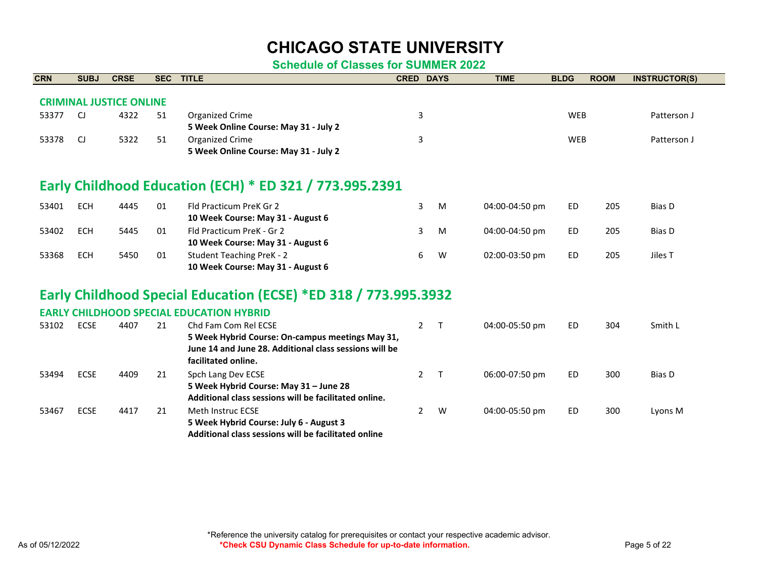# CHICAGO STATE UNIVERSITY

## Schedule of Classes for SUMMER 2022

| CRN | SUBJ | CRSE | SEC | TITLE | CRED | DAYS | TIME | BLDG | ROOM | INSTRUCTOR(S) |
|---|---|---|---|---|---|---|---|---|---|---|
| **CRIMINAL JUSTICE ONLINE** | | | | | | | | | | |
| 53377 | CJ | 4322 | 51 | Organized Crime<br>**5 Week Online Course: May 31 - July 2** | 3 | | | WEB | | Patterson J |
| 53378 | CJ | 5322 | 51 | Organized Crime<br>**5 Week Online Course: May 31 - July 2** | 3 | | | WEB | | Patterson J |

## Early Childhood Education (ECH) * ED 321 / 773.995.2391

| CRN | SUBJ | CRSE | SEC | TITLE | CRED | DAYS | TIME | BLDG | ROOM | INSTRUCTOR(S) |
|---|---|---|---|---|---|---|---|---|---|---|
| 53401 | ECH | 4445 | 01 | Fld Practicum PreK Gr 2<br>**10 Week Course: May 31 - August 6** | 3 | M | 04:00-04:50 pm | ED | 205 | Bias D |
| 53402 | ECH | 5445 | 01 | Fld Practicum PreK - Gr 2<br>**10 Week Course: May 31 - August 6** | 3 | M | 04:00-04:50 pm | ED | 205 | Bias D |
| 53368 | ECH | 5450 | 01 | Student Teaching PreK - 2<br>**10 Week Course: May 31 - August 6** | 6 | W | 02:00-03:50 pm | ED | 205 | Jiles T |

## Early Childhood Special Education (ECSE) *ED 318 / 773.995.3932

| CRN | SUBJ | CRSE | SEC | TITLE | CRED | DAYS | TIME | BLDG | ROOM | INSTRUCTOR(S) |
|---|---|---|---|---|---|---|---|---|---|---|
| **EARLY CHILDHOOD SPECIAL EDUCATION HYBRID** | | | | | | | | | | |
| 53102 | ECSE | 4407 | 21 | Chd Fam Com Rel ECSE<br>**5 Week Hybrid Course: On-campus meetings May 31, June 14 and June 28. Additional class sessions will be facilitated online.** | 2 | T | 04:00-05:50 pm | ED | 304 | Smith L |
| 53494 | ECSE | 4409 | 21 | Spch Lang Dev ECSE<br>**5 Week Hybrid Course: May 31 – June 28**<br>**Additional class sessions will be facilitated online.** | 2 | T | 06:00-07:50 pm | ED | 300 | Bias D |
| 53467 | ECSE | 4417 | 21 | Meth Instruc ECSE<br>**5 Week Hybrid Course: July 6 - August 3**<br>**Additional class sessions will be facilitated online** | 2 | W | 04:00-05:50 pm | ED | 300 | Lyons M |

As of 05/12/2022

*Reference the university catalog for prerequisites or contact your respective academic advisor.

***Check CSU Dynamic Class Schedule for up-to-date information.**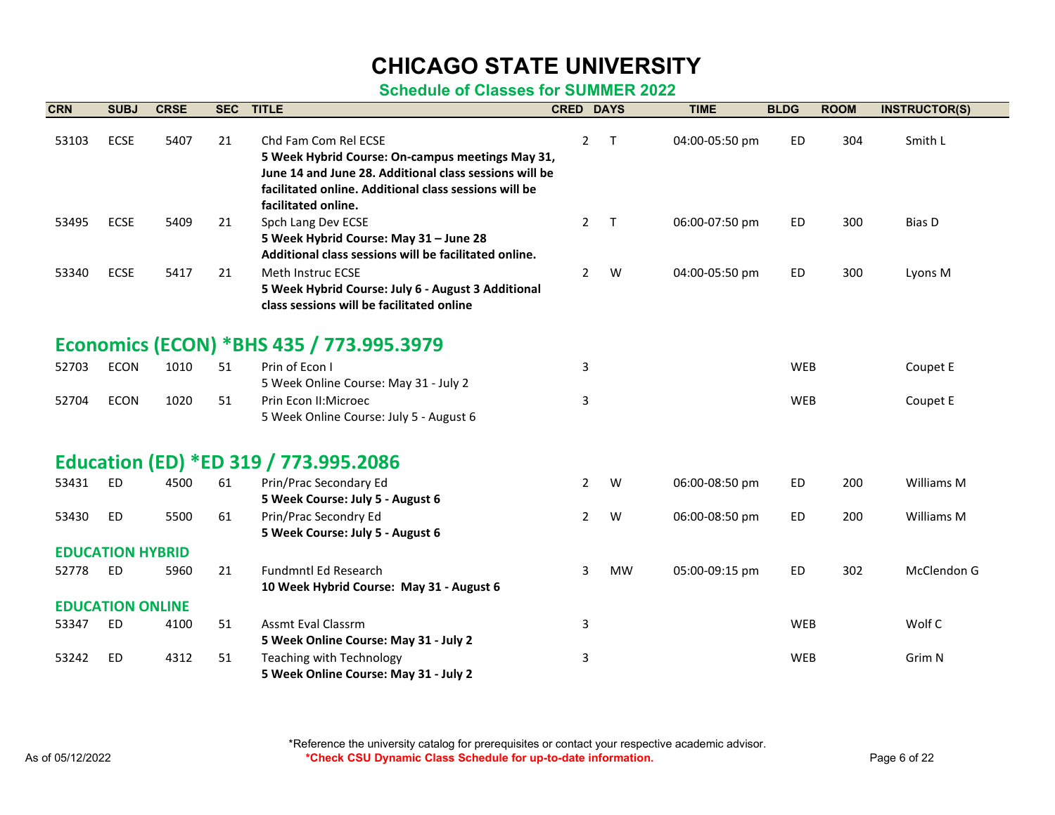# CHICAGO STATE UNIVERSITY

## Schedule of Classes for SUMMER 2022

| CRN | SUBJ | CRSE | SEC | TITLE | CRED | DAYS | TIME | BLDG | ROOM | INSTRUCTOR(S) |
|---|---|---|---|---|---|---|---|---|---|---|
| 53103 | ECSE | 5407 | 21 | Chd Fam Com Rel ECSE<br>**5 Week Hybrid Course: On-campus meetings May 31, June 14 and June 28. Additional class sessions will be facilitated online. Additional class sessions will be facilitated online.** | 2 | T | 04:00-05:50 pm | ED | 304 | Smith L |
| 53495 | ECSE | 5409 | 21 | Spch Lang Dev ECSE<br>**5 Week Hybrid Course: May 31 – June 28 Additional class sessions will be facilitated online.** | 2 | T | 06:00-07:50 pm | ED | 300 | Bias D |
| 53340 | ECSE | 5417 | 21 | Meth Instruc ECSE<br>**5 Week Hybrid Course: July 6 - August 3 Additional class sessions will be facilitated online** | 2 | W | 04:00-05:50 pm | ED | 300 | Lyons M |

## Economics (ECON) *BHS 435 / 773.995.3979

| CRN | SUBJ | CRSE | SEC | TITLE | CRED | DAYS | TIME | BLDG | ROOM | INSTRUCTOR(S) |
|---|---|---|---|---|---|---|---|---|---|---|
| 52703 | ECON | 1010 | 51 | Prin of Econ I<br>5 Week Online Course: May 31 - July 2 | 3 | | | WEB | | Coupet E |
| 52704 | ECON | 1020 | 51 | Prin Econ II:Microec<br>5 Week Online Course: July 5 - August 6 | 3 | | | WEB | | Coupet E |

## Education (ED) *ED 319 / 773.995.2086

| CRN | SUBJ | CRSE | SEC | TITLE | CRED | DAYS | TIME | BLDG | ROOM | INSTRUCTOR(S) |
|---|---|---|---|---|---|---|---|---|---|---|
| 53431 | ED | 4500 | 61 | Prin/Prac Secondary Ed<br>**5 Week Course: July 5 - August 6** | 2 | W | 06:00-08:50 pm | ED | 200 | Williams M |
| 53430 | ED | 5500 | 61 | Prin/Prac Secondry Ed<br>**5 Week Course: July 5 - August 6** | 2 | W | 06:00-08:50 pm | ED | 200 | Williams M |

### EDUCATION HYBRID

| CRN | SUBJ | CRSE | SEC | TITLE | CRED | DAYS | TIME | BLDG | ROOM | INSTRUCTOR(S) |
|---|---|---|---|---|---|---|---|---|---|---|
| 52778 | ED | 5960 | 21 | Fundmntl Ed Research<br>**10 Week Hybrid Course: May 31 - August 6** | 3 | MW | 05:00-09:15 pm | ED | 302 | McClendon G |

### EDUCATION ONLINE

| CRN | SUBJ | CRSE | SEC | TITLE | CRED | DAYS | TIME | BLDG | ROOM | INSTRUCTOR(S) |
|---|---|---|---|---|---|---|---|---|---|---|
| 53347 | ED | 4100 | 51 | Assmt Eval Classrm<br>**5 Week Online Course: May 31 - July 2** | 3 | | | WEB | | Wolf C |
| 53242 | ED | 4312 | 51 | Teaching with Technology<br>**5 Week Online Course: May 31 - July 2** | 3 | | | WEB | | Grim N |

*Reference the university catalog for prerequisites or contact your respective academic advisor.

**\*Check CSU Dynamic Class Schedule for up-to-date information.**

As of 05/12/2022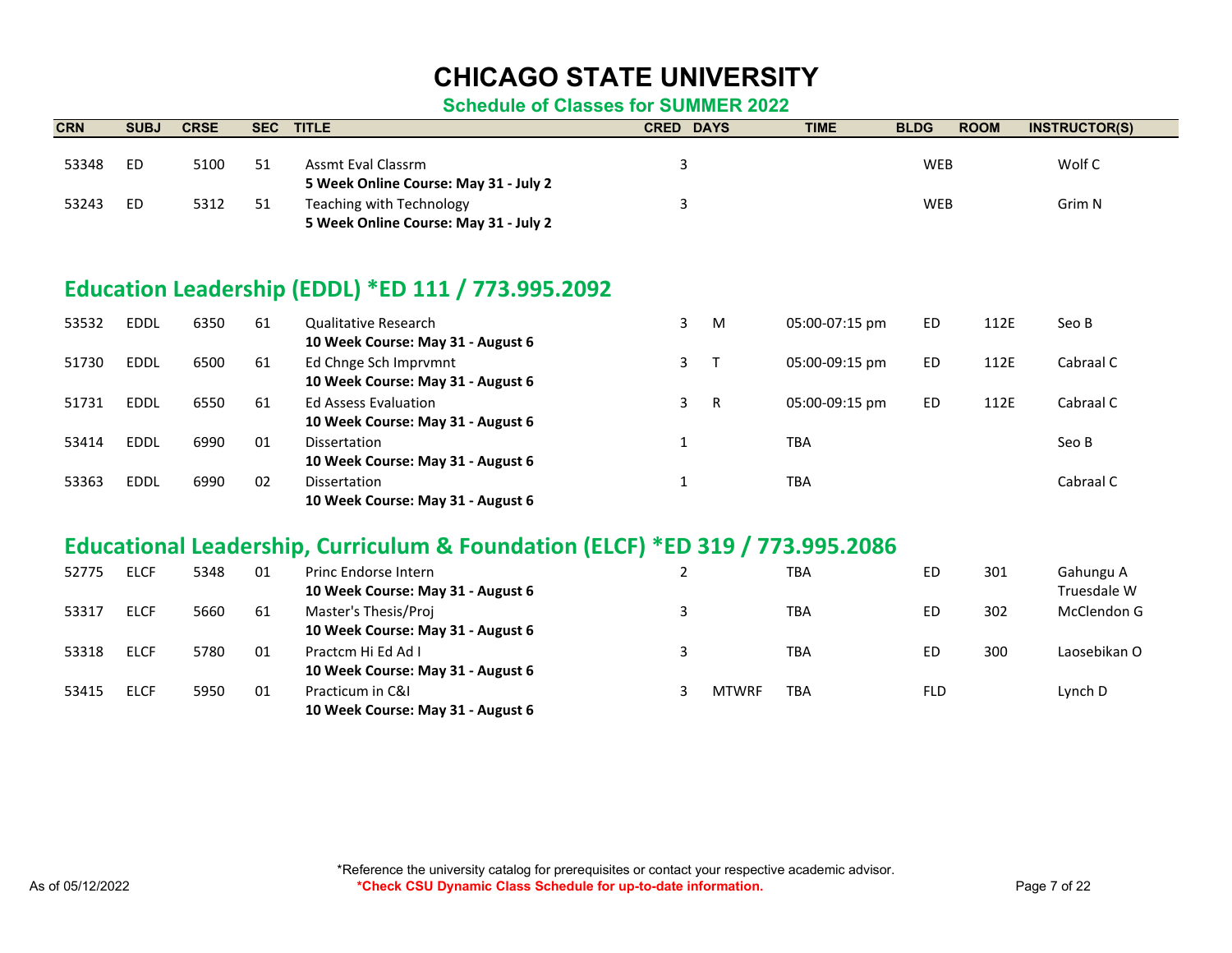# CHICAGO STATE UNIVERSITY

## Schedule of Classes for SUMMER 2022

| CRN | SUBJ | CRSE | SEC | TITLE | CRED | DAYS | TIME | BLDG | ROOM | INSTRUCTOR(S) |
|---|---|---|---|---|---|---|---|---|---|---|
| 53348 | ED | 5100 | 51 | Assmt Eval Classrm<br>**5 Week Online Course: May 31 - July 2** | 3 | | | WEB | | Wolf C |
| 53243 | ED | 5312 | 51 | Teaching with Technology<br>**5 Week Online Course: May 31 - July 2** | 3 | | | WEB | | Grim N |

## Education Leadership (EDDL) *ED 111 / 773.995.2092

| CRN | SUBJ | CRSE | SEC | TITLE | CRED | DAYS | TIME | BLDG | ROOM | INSTRUCTOR(S) |
|---|---|---|---|---|---|---|---|---|---|---|
| 53532 | EDDL | 6350 | 61 | Qualitative Research<br>**10 Week Course: May 31 - August 6** | 3 | M | 05:00-07:15 pm | ED | 112E | Seo B |
| 51730 | EDDL | 6500 | 61 | Ed Chnge Sch Imprvmnt<br>**10 Week Course: May 31 - August 6** | 3 | T | 05:00-09:15 pm | ED | 112E | Cabraal C |
| 51731 | EDDL | 6550 | 61 | Ed Assess Evaluation<br>**10 Week Course: May 31 - August 6** | 3 | R | 05:00-09:15 pm | ED | 112E | Cabraal C |
| 53414 | EDDL | 6990 | 01 | Dissertation<br>**10 Week Course: May 31 - August 6** | 1 | | TBA | | | Seo B |
| 53363 | EDDL | 6990 | 02 | Dissertation<br>**10 Week Course: May 31 - August 6** | 1 | | TBA | | | Cabraal C |

## Educational Leadership, Curriculum & Foundation (ELCF) *ED 319 / 773.995.2086

| CRN | SUBJ | CRSE | SEC | TITLE | CRED | DAYS | TIME | BLDG | ROOM | INSTRUCTOR(S) |
|---|---|---|---|---|---|---|---|---|---|---|
| 52775 | ELCF | 5348 | 01 | Princ Endorse Intern<br>**10 Week Course: May 31 - August 6** | 2 | | TBA | ED | 301 | Gahungu A<br>Truesdale W |
| 53317 | ELCF | 5660 | 61 | Master's Thesis/Proj<br>**10 Week Course: May 31 - August 6** | 3 | | TBA | ED | 302 | McClendon G |
| 53318 | ELCF | 5780 | 01 | Practcm Hi Ed Ad I<br>**10 Week Course: May 31 - August 6** | 3 | | TBA | ED | 300 | Laosebikan O |
| 53415 | ELCF | 5950 | 01 | Practicum in C&I<br>**10 Week Course: May 31 - August 6** | 3 | MTWRF | TBA | FLD | | Lynch D |

*Reference the university catalog for prerequisites or contact your respective academic advisor.

***Check CSU Dynamic Class Schedule for up-to-date information.**

As of 05/12/2022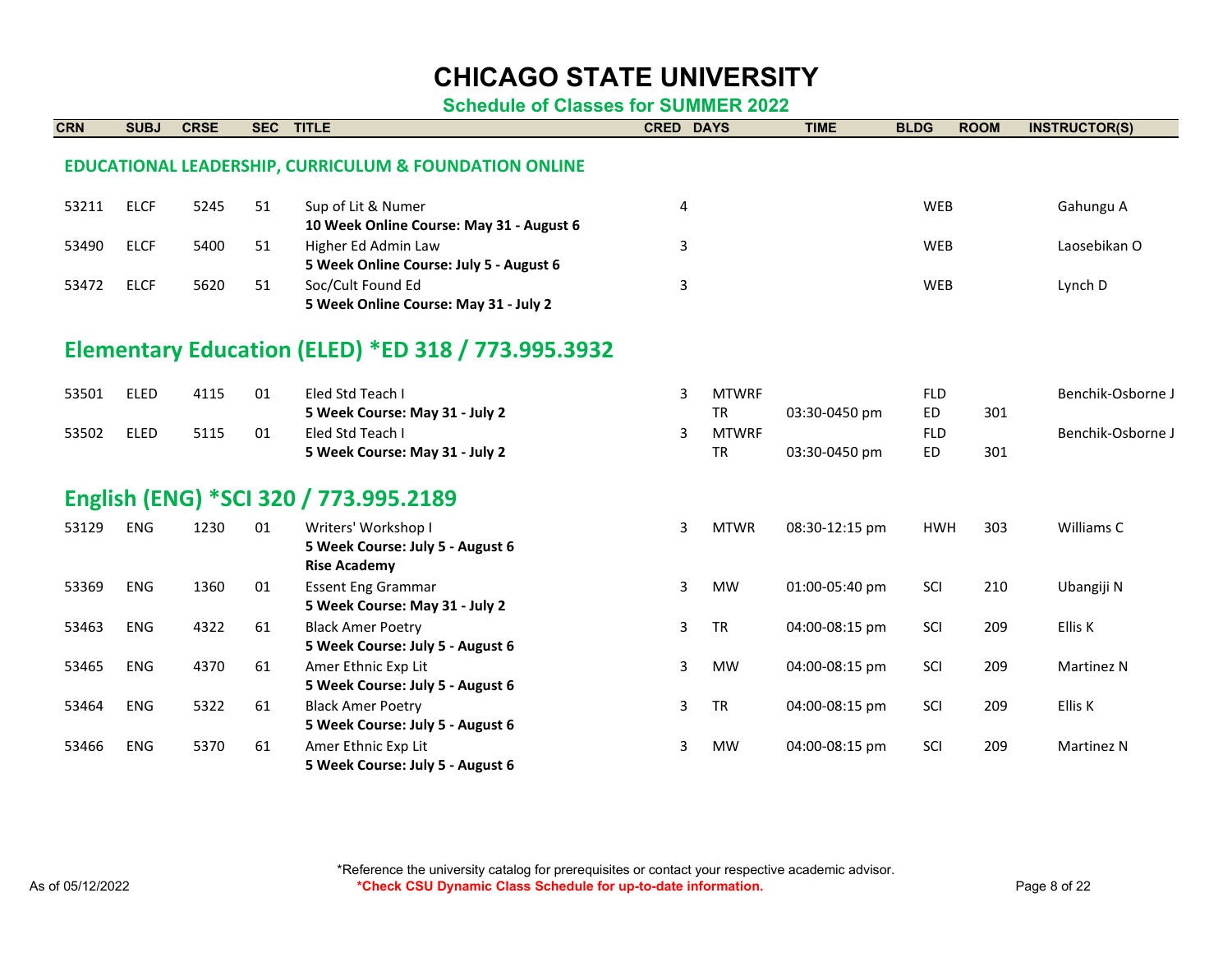# CHICAGO STATE UNIVERSITY

## Schedule of Classes for SUMMER 2022

| CRN | SUBJ | CRSE | SEC | TITLE | CRED | DAYS | TIME | BLDG | ROOM | INSTRUCTOR(S) |
|---|---|---|---|---|---|---|---|---|---|---|
| **EDUCATIONAL LEADERSHIP, CURRICULUM & FOUNDATION ONLINE** | | | | | | | | | | |
| 53211 | ELCF | 5245 | 51 | Sup of Lit & Numer<br>**10 Week Online Course: May 31 - August 6** | 4 | | | WEB | | Gahungu A |
| 53490 | ELCF | 5400 | 51 | Higher Ed Admin Law<br>**5 Week Online Course: July 5 - August 6** | 3 | | | WEB | | Laosebikan O |
| 53472 | ELCF | 5620 | 51 | Soc/Cult Found Ed<br>**5 Week Online Course: May 31 - July 2** | 3 | | | WEB | | Lynch D |
| **Elementary Education (ELED) *ED 318 / 773.995.3932** | | | | | | | | | | |
| 53501 | ELED | 4115 | 01 | Eled Std Teach I<br>**5 Week Course: May 31 - July 2** | 3 | MTWRF<br>TR | <br>03:30-0450 pm | FLD<br>ED | <br>301 | Benchik-Osborne J |
| 53502 | ELED | 5115 | 01 | Eled Std Teach I<br>**5 Week Course: May 31 - July 2** | 3 | MTWRF<br>TR | <br>03:30-0450 pm | FLD<br>ED | <br>301 | Benchik-Osborne J |
| **English (ENG) *SCI 320 / 773.995.2189** | | | | | | | | | | |
| 53129 | ENG | 1230 | 01 | Writers' Workshop I<br>**5 Week Course: July 5 - August 6**<br>**Rise Academy** | 3 | MTWR | 08:30-12:15 pm | HWH | 303 | Williams C |
| 53369 | ENG | 1360 | 01 | Essent Eng Grammar<br>**5 Week Course: May 31 - July 2** | 3 | MW | 01:00-05:40 pm | SCI | 210 | Ubangiji N |
| 53463 | ENG | 4322 | 61 | Black Amer Poetry<br>**5 Week Course: July 5 - August 6** | 3 | TR | 04:00-08:15 pm | SCI | 209 | Ellis K |
| 53465 | ENG | 4370 | 61 | Amer Ethnic Exp Lit<br>**5 Week Course: July 5 - August 6** | 3 | MW | 04:00-08:15 pm | SCI | 209 | Martinez N |
| 53464 | ENG | 5322 | 61 | Black Amer Poetry<br>**5 Week Course: July 5 - August 6** | 3 | TR | 04:00-08:15 pm | SCI | 209 | Ellis K |
| 53466 | ENG | 5370 | 61 | Amer Ethnic Exp Lit<br>**5 Week Course: July 5 - August 6** | 3 | MW | 04:00-08:15 pm | SCI | 209 | Martinez N |

*Reference the university catalog for prerequisites or contact your respective academic advisor.

***Check CSU Dynamic Class Schedule for up-to-date information.**

As of 05/12/2022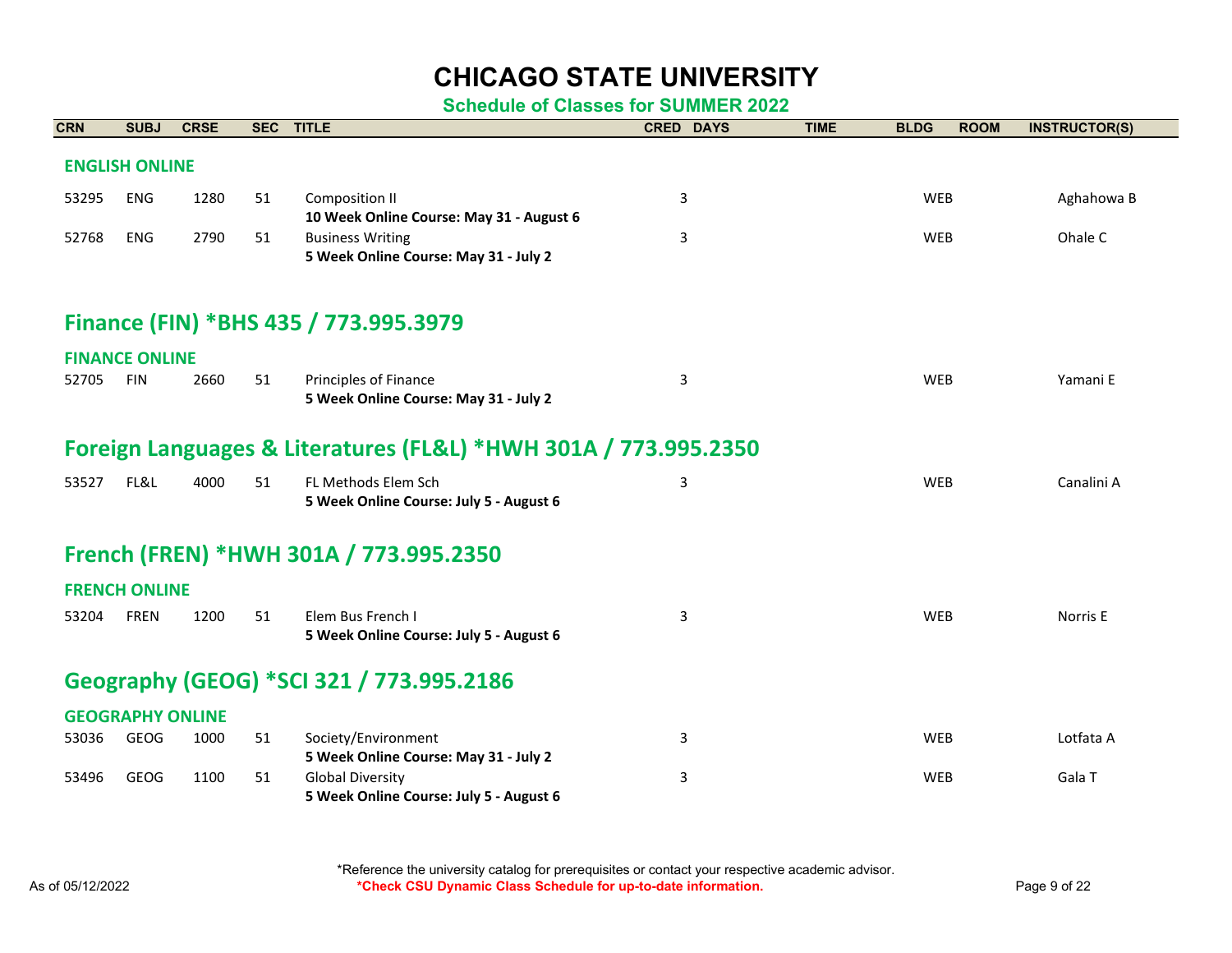# CHICAGO STATE UNIVERSITY

## Schedule of Classes for SUMMER 2022

| CRN | SUBJ | CRSE | SEC | TITLE | CRED | DAYS | TIME | BLDG | ROOM | INSTRUCTOR(S) |
|---|---|---|---|---|---|---|---|---|---|---|
| **ENGLISH ONLINE** | | | | | | | | | | |
| 53295 | ENG | 1280 | 51 | Composition II<br>**10 Week Online Course: May 31 - August 6** | 3 | | | WEB | | Aghahowa B |
| 52768 | ENG | 2790 | 51 | Business Writing<br>**5 Week Online Course: May 31 - July 2** | 3 | | | WEB | | Ohale C |

## Finance (FIN) *BHS 435 / 773.995.3979

| CRN | SUBJ | CRSE | SEC | TITLE | CRED | DAYS | TIME | BLDG | ROOM | INSTRUCTOR(S) |
|---|---|---|---|---|---|---|---|---|---|---|
| **FINANCE ONLINE** | | | | | | | | | | |
| 52705 | FIN | 2660 | 51 | Principles of Finance<br>**5 Week Online Course: May 31 - July 2** | 3 | | | WEB | | Yamani E |

## Foreign Languages & Literatures (FL&L) *HWH 301A / 773.995.2350

| CRN | SUBJ | CRSE | SEC | TITLE | CRED | DAYS | TIME | BLDG | ROOM | INSTRUCTOR(S) |
|---|---|---|---|---|---|---|---|---|---|---|
| 53527 | FL&L | 4000 | 51 | FL Methods Elem Sch<br>**5 Week Online Course: July 5 - August 6** | 3 | | | WEB | | Canalini A |

## French (FREN) *HWH 301A / 773.995.2350

| CRN | SUBJ | CRSE | SEC | TITLE | CRED | DAYS | TIME | BLDG | ROOM | INSTRUCTOR(S) |
|---|---|---|---|---|---|---|---|---|---|---|
| **FRENCH ONLINE** | | | | | | | | | | |
| 53204 | FREN | 1200 | 51 | Elem Bus French I<br>**5 Week Online Course: July 5 - August 6** | 3 | | | WEB | | Norris E |

## Geography (GEOG) *SCI 321 / 773.995.2186

| CRN | SUBJ | CRSE | SEC | TITLE | CRED | DAYS | TIME | BLDG | ROOM | INSTRUCTOR(S) |
|---|---|---|---|---|---|---|---|---|---|---|
| **GEOGRAPHY ONLINE** | | | | | | | | | | |
| 53036 | GEOG | 1000 | 51 | Society/Environment<br>**5 Week Online Course: May 31 - July 2** | 3 | | | WEB | | Lotfata A |
| 53496 | GEOG | 1100 | 51 | Global Diversity<br>**5 Week Online Course: July 5 - August 6** | 3 | | | WEB | | Gala T |

*Reference the university catalog for prerequisites or contact your respective academic advisor.

**\*Check CSU Dynamic Class Schedule for up-to-date information.**

As of 05/12/2022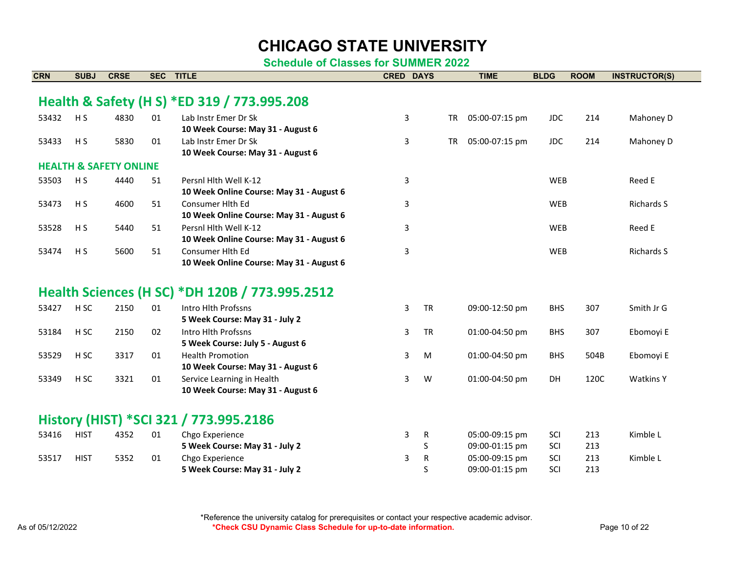# CHICAGO STATE UNIVERSITY

**Schedule of Classes for SUMMER 2022**

| CRN | SUBJ | CRSE | SEC | TITLE | CRED | DAYS | TIME | BLDG | ROOM | INSTRUCTOR(S) |
|---|---|---|---|---|---|---|---|---|---|---|

## Health & Safety (H S) *ED 319 / 773.995.208

| CRN | SUBJ | CRSE | SEC | TITLE | CRED | DAYS | TIME | BLDG | ROOM | INSTRUCTOR(S) |
|---|---|---|---|---|---|---|---|---|---|---|
| 53432 | H S | 4830 | 01 | Lab Instr Emer Dr Sk<br>**10 Week Course: May 31 - August 6** | 3 | TR | 05:00-07:15 pm | JDC | 214 | Mahoney D |
| 53433 | H S | 5830 | 01 | Lab Instr Emer Dr Sk<br>**10 Week Course: May 31 - August 6** | 3 | TR | 05:00-07:15 pm | JDC | 214 | Mahoney D |

### HEALTH & SAFETY ONLINE

| CRN | SUBJ | CRSE | SEC | TITLE | CRED | DAYS | TIME | BLDG | ROOM | INSTRUCTOR(S) |
|---|---|---|---|---|---|---|---|---|---|---|
| 53503 | H S | 4440 | 51 | Persnl Hlth Well K-12<br>**10 Week Online Course: May 31 - August 6** | 3 | | | WEB | | Reed E |
| 53473 | H S | 4600 | 51 | Consumer Hlth Ed<br>**10 Week Online Course: May 31 - August 6** | 3 | | | WEB | | Richards S |
| 53528 | H S | 5440 | 51 | Persnl Hlth Well K-12<br>**10 Week Online Course: May 31 - August 6** | 3 | | | WEB | | Reed E |
| 53474 | H S | 5600 | 51 | Consumer Hlth Ed<br>**10 Week Online Course: May 31 - August 6** | 3 | | | WEB | | Richards S |

## Health Sciences (H SC) *DH 120B / 773.995.2512

| CRN | SUBJ | CRSE | SEC | TITLE | CRED | DAYS | TIME | BLDG | ROOM | INSTRUCTOR(S) |
|---|---|---|---|---|---|---|---|---|---|---|
| 53427 | H SC | 2150 | 01 | Intro Hlth Profssns<br>**5 Week Course: May 31 - July 2** | 3 | TR | 09:00-12:50 pm | BHS | 307 | Smith Jr G |
| 53184 | H SC | 2150 | 02 | Intro Hlth Profssns<br>**5 Week Course: July 5 - August 6** | 3 | TR | 01:00-04:50 pm | BHS | 307 | Ebomoyi E |
| 53529 | H SC | 3317 | 01 | Health Promotion<br>**10 Week Course: May 31 - August 6** | 3 | M | 01:00-04:50 pm | BHS | 504B | Ebomoyi E |
| 53349 | H SC | 3321 | 01 | Service Learning in Health<br>**10 Week Course: May 31 - August 6** | 3 | W | 01:00-04:50 pm | DH | 120C | Watkins Y |

## History (HIST) *SCI 321 / 773.995.2186

| CRN | SUBJ | CRSE | SEC | TITLE | CRED | DAYS | TIME | BLDG | ROOM | INSTRUCTOR(S) |
|---|---|---|---|---|---|---|---|---|---|---|
| 53416 | HIST | 4352 | 01 | Chgo Experience<br>**5 Week Course: May 31 - July 2** | 3 | R<br>S | 05:00-09:15 pm<br>09:00-01:15 pm | SCI<br>SCI | 213<br>213 | Kimble L |
| 53517 | HIST | 5352 | 01 | Chgo Experience<br>**5 Week Course: May 31 - July 2** | 3 | R<br>S | 05:00-09:15 pm<br>09:00-01:15 pm | SCI<br>SCI | 213<br>213 | Kimble L |

*Reference the university catalog for prerequisites or contact your respective academic advisor.

**\*Check CSU Dynamic Class Schedule for up-to-date information.**

As of 05/12/2022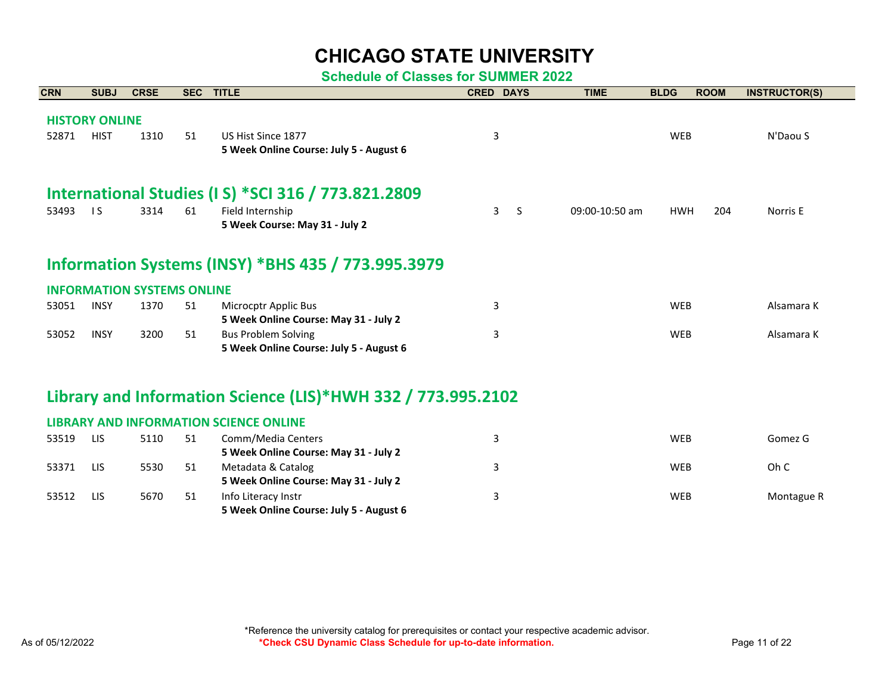# CHICAGO STATE UNIVERSITY

**Schedule of Classes for SUMMER 2022**

| CRN | SUBJ | CRSE | SEC | TITLE | CRED | DAYS | TIME | BLDG | ROOM | INSTRUCTOR(S) |
|---|---|---|---|---|---|---|---|---|---|---|

### HISTORY ONLINE

| CRN | SUBJ | CRSE | SEC | TITLE | CRED | DAYS | TIME | BLDG | ROOM | INSTRUCTOR(S) |
|---|---|---|---|---|---|---|---|---|---|---|
| 52871 | HIST | 1310 | 51 | US Hist Since 1877<br>**5 Week Online Course: July 5 - August 6** | 3 | | | WEB | | N'Daou S |

## International Studies (I S) *SCI 316 / 773.821.2809

| CRN | SUBJ | CRSE | SEC | TITLE | CRED | DAYS | TIME | BLDG | ROOM | INSTRUCTOR(S) |
|---|---|---|---|---|---|---|---|---|---|---|
| 53493 | I S | 3314 | 61 | Field Internship<br>**5 Week Course: May 31 - July 2** | 3 | S | 09:00-10:50 am | HWH | 204 | Norris E |

## Information Systems (INSY) *BHS 435 / 773.995.3979

### INFORMATION SYSTEMS ONLINE

| CRN | SUBJ | CRSE | SEC | TITLE | CRED | DAYS | TIME | BLDG | ROOM | INSTRUCTOR(S) |
|---|---|---|---|---|---|---|---|---|---|---|
| 53051 | INSY | 1370 | 51 | Microcptr Applic Bus<br>**5 Week Online Course: May 31 - July 2** | 3 | | | WEB | | Alsamara K |
| 53052 | INSY | 3200 | 51 | Bus Problem Solving<br>**5 Week Online Course: July 5 - August 6** | 3 | | | WEB | | Alsamara K |

## Library and Information Science (LIS)*HWH 332 / 773.995.2102

### LIBRARY AND INFORMATION SCIENCE ONLINE

| CRN | SUBJ | CRSE | SEC | TITLE | CRED | DAYS | TIME | BLDG | ROOM | INSTRUCTOR(S) |
|---|---|---|---|---|---|---|---|---|---|---|
| 53519 | LIS | 5110 | 51 | Comm/Media Centers<br>**5 Week Online Course: May 31 - July 2** | 3 | | | WEB | | Gomez G |
| 53371 | LIS | 5530 | 51 | Metadata & Catalog<br>**5 Week Online Course: May 31 - July 2** | 3 | | | WEB | | Oh C |
| 53512 | LIS | 5670 | 51 | Info Literacy Instr<br>**5 Week Online Course: July 5 - August 6** | 3 | | | WEB | | Montague R |

*Reference the university catalog for prerequisites or contact your respective academic advisor.

**\*Check CSU Dynamic Class Schedule for up-to-date information.**

As of 05/12/2022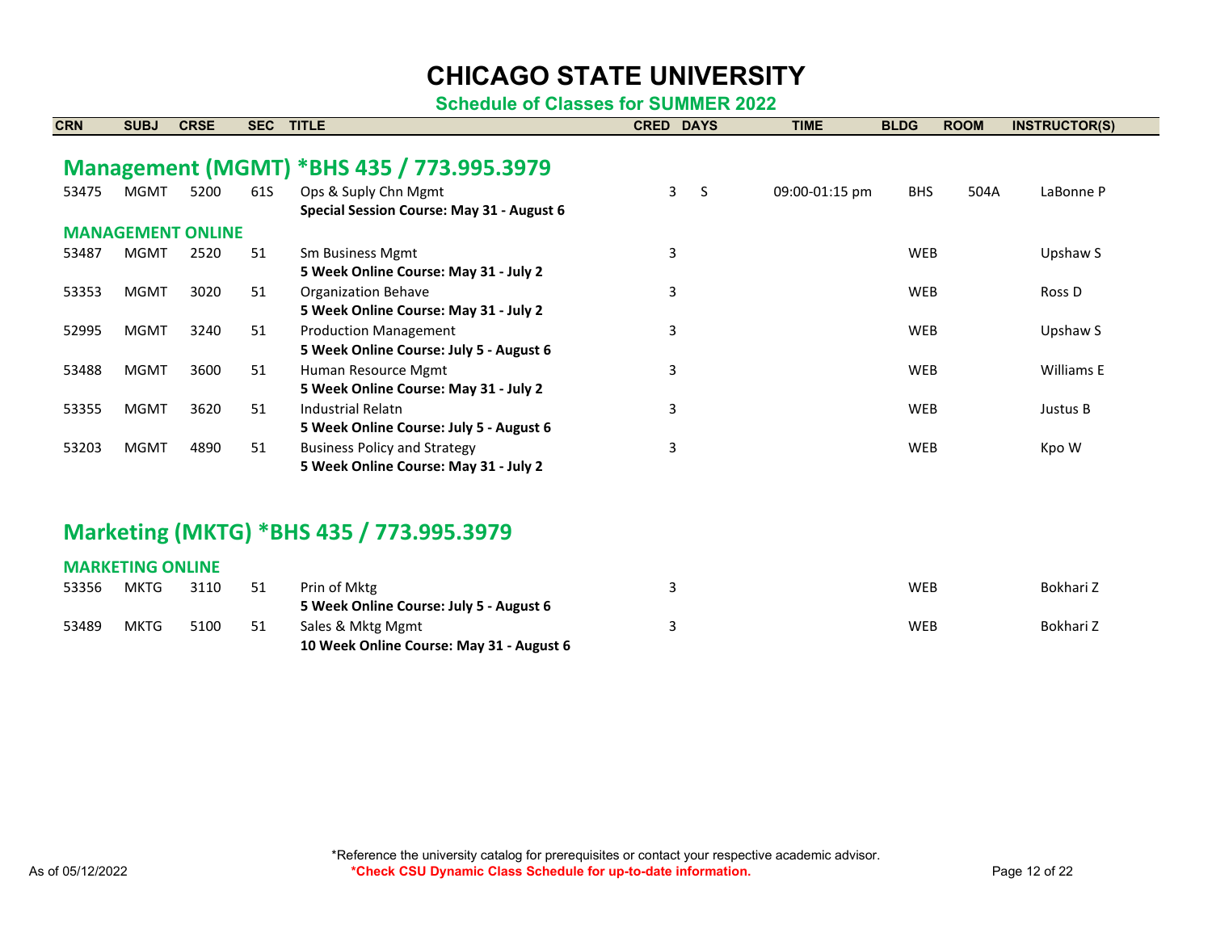# CHICAGO STATE UNIVERSITY

## Schedule of Classes for SUMMER 2022

| CRN | SUBJ | CRSE | SEC | TITLE | CRED | DAYS | TIME | BLDG | ROOM | INSTRUCTOR(S) |
|---|---|---|---|---|---|---|---|---|---|---|

## Management (MGMT) *BHS 435 / 773.995.3979

| CRN | SUBJ | CRSE | SEC | TITLE | CRED | DAYS | TIME | BLDG | ROOM | INSTRUCTOR(S) |
|---|---|---|---|---|---|---|---|---|---|---|
| 53475 | MGMT | 5200 | 61S | Ops & Suply Chn Mgmt<br>**Special Session Course: May 31 - August 6** | 3 | S | 09:00-01:15 pm | BHS | 504A | LaBonne P |

### MANAGEMENT ONLINE

| CRN | SUBJ | CRSE | SEC | TITLE | CRED | DAYS | TIME | BLDG | ROOM | INSTRUCTOR(S) |
|---|---|---|---|---|---|---|---|---|---|---|
| 53487 | MGMT | 2520 | 51 | Sm Business Mgmt<br>**5 Week Online Course: May 31 - July 2** | 3 | | | WEB | | Upshaw S |
| 53353 | MGMT | 3020 | 51 | Organization Behave<br>**5 Week Online Course: May 31 - July 2** | 3 | | | WEB | | Ross D |
| 52995 | MGMT | 3240 | 51 | Production Management<br>**5 Week Online Course: July 5 - August 6** | 3 | | | WEB | | Upshaw S |
| 53488 | MGMT | 3600 | 51 | Human Resource Mgmt<br>**5 Week Online Course: May 31 - July 2** | 3 | | | WEB | | Williams E |
| 53355 | MGMT | 3620 | 51 | Industrial Relatn<br>**5 Week Online Course: July 5 - August 6** | 3 | | | WEB | | Justus B |
| 53203 | MGMT | 4890 | 51 | Business Policy and Strategy<br>**5 Week Online Course: May 31 - July 2** | 3 | | | WEB | | Kpo W |

## Marketing (MKTG) *BHS 435 / 773.995.3979

### MARKETING ONLINE

| CRN | SUBJ | CRSE | SEC | TITLE | CRED | DAYS | TIME | BLDG | ROOM | INSTRUCTOR(S) |
|---|---|---|---|---|---|---|---|---|---|---|
| 53356 | MKTG | 3110 | 51 | Prin of Mktg<br>**5 Week Online Course: July 5 - August 6** | 3 | | | WEB | | Bokhari Z |
| 53489 | MKTG | 5100 | 51 | Sales & Mktg Mgmt<br>**10 Week Online Course: May 31 - August 6** | 3 | | | WEB | | Bokhari Z |

*Reference the university catalog for prerequisites or contact your respective academic advisor.

**\*Check CSU Dynamic Class Schedule for up-to-date information.**

As of 05/12/2022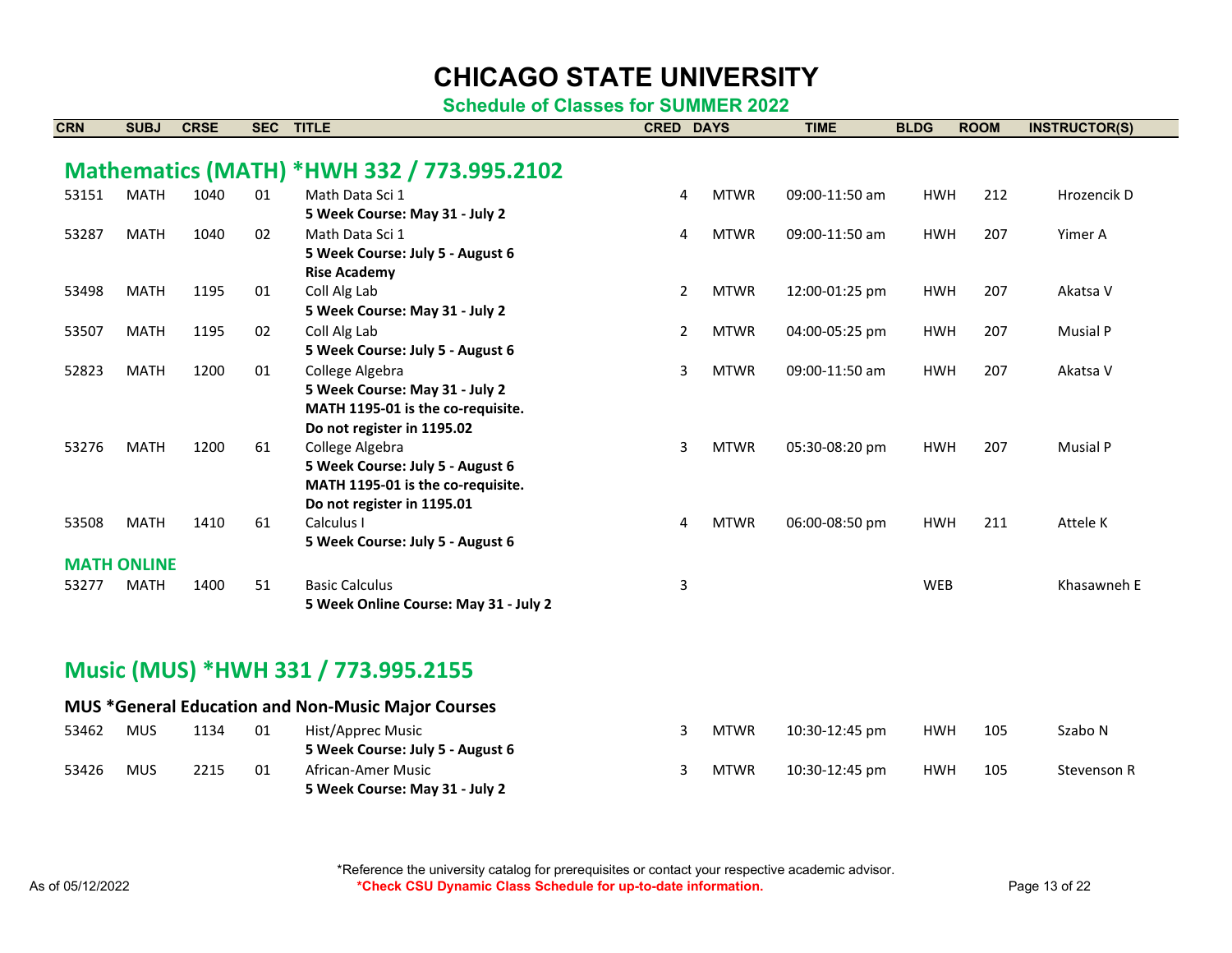# CHICAGO STATE UNIVERSITY

## Schedule of Classes for SUMMER 2022

| CRN | SUBJ | CRSE | SEC | TITLE | CRED | DAYS | TIME | BLDG | ROOM | INSTRUCTOR(S) |
|---|---|---|---|---|---|---|---|---|---|---|
| **Mathematics (MATH) *HWH 332 / 773.995.2102** | | | | | | | | | | |
| 53151 | MATH | 1040 | 01 | Math Data Sci 1<br>**5 Week Course: May 31 - July 2** | 4 | MTWR | 09:00-11:50 am | HWH | 212 | Hrozencik D |
| 53287 | MATH | 1040 | 02 | Math Data Sci 1<br>**5 Week Course: July 5 - August 6**<br>**Rise Academy** | 4 | MTWR | 09:00-11:50 am | HWH | 207 | Yimer A |
| 53498 | MATH | 1195 | 01 | Coll Alg Lab<br>**5 Week Course: May 31 - July 2** | 2 | MTWR | 12:00-01:25 pm | HWH | 207 | Akatsa V |
| 53507 | MATH | 1195 | 02 | Coll Alg Lab<br>**5 Week Course: July 5 - August 6** | 2 | MTWR | 04:00-05:25 pm | HWH | 207 | Musial P |
| 52823 | MATH | 1200 | 01 | College Algebra<br>**5 Week Course: May 31 - July 2**<br>**MATH 1195-01 is the co-requisite.**<br>**Do not register in 1195.02** | 3 | MTWR | 09:00-11:50 am | HWH | 207 | Akatsa V |
| 53276 | MATH | 1200 | 61 | College Algebra<br>**5 Week Course: July 5 - August 6**<br>**MATH 1195-01 is the co-requisite.**<br>**Do not register in 1195.01** | 3 | MTWR | 05:30-08:20 pm | HWH | 207 | Musial P |
| 53508 | MATH | 1410 | 61 | Calculus I<br>**5 Week Course: July 5 - August 6** | 4 | MTWR | 06:00-08:50 pm | HWH | 211 | Attele K |
| **MATH ONLINE** | | | | | | | | | | |
| 53277 | MATH | 1400 | 51 | Basic Calculus<br>**5 Week Online Course: May 31 - July 2** | 3 | | | WEB | | Khasawneh E |
| **Music (MUS) *HWH 331 / 773.995.2155** | | | | | | | | | | |
| **MUS *General Education and Non-Music Major Courses** | | | | | | | | | | |
| 53462 | MUS | 1134 | 01 | Hist/Apprec Music<br>**5 Week Course: July 5 - August 6** | 3 | MTWR | 10:30-12:45 pm | HWH | 105 | Szabo N |
| 53426 | MUS | 2215 | 01 | African-Amer Music<br>**5 Week Course: May 31 - July 2** | 3 | MTWR | 10:30-12:45 pm | HWH | 105 | Stevenson R |

*Reference the university catalog for prerequisites or contact your respective academic advisor.

**\*Check CSU Dynamic Class Schedule for up-to-date information.**

As of 05/12/2022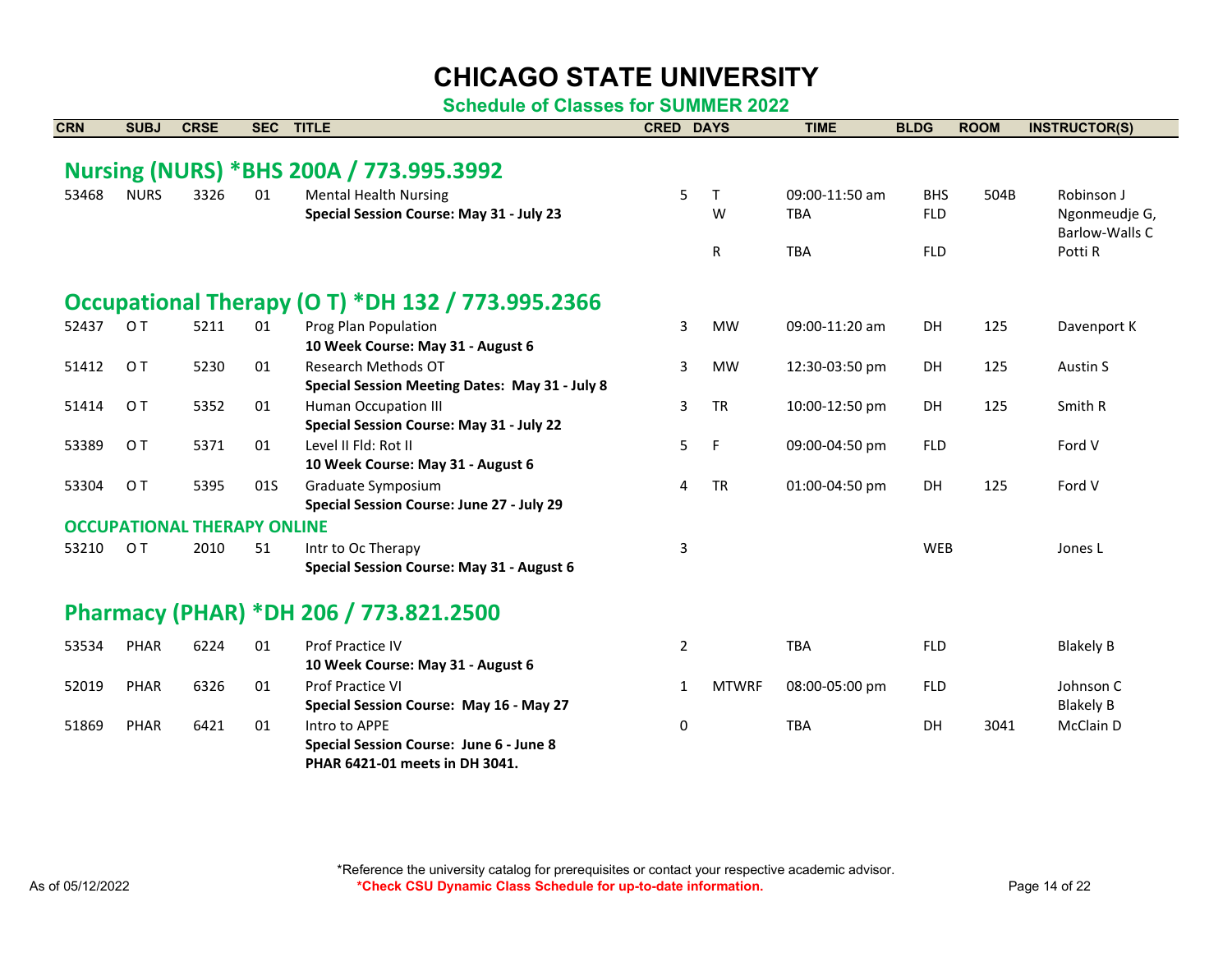# CHICAGO STATE UNIVERSITY

## Schedule of Classes for SUMMER 2022

| CRN | SUBJ | CRSE | SEC | TITLE | CRED | DAYS | TIME | BLDG | ROOM | INSTRUCTOR(S) |
|---|---|---|---|---|---|---|---|---|---|---|
| **Nursing (NURS) *BHS 200A / 773.995.3992** | | | | | | | | | | |
| 53468 | NURS | 3326 | 01 | Mental Health Nursing | 5 | T | 09:00-11:50 am | BHS | 504B | Robinson J |
| | | | | **Special Session Course: May 31 - July 23** | | W | TBA | FLD | | Ngonmeudje G, Barlow-Walls C |
| | | | | | | R | TBA | FLD | | Potti R |
| **Occupational Therapy (O T) *DH 132 / 773.995.2366** | | | | | | | | | | |
| 52437 | O T | 5211 | 01 | Prog Plan Population<br>**10 Week Course: May 31 - August 6** | 3 | MW | 09:00-11:20 am | DH | 125 | Davenport K |
| 51412 | O T | 5230 | 01 | Research Methods OT<br>**Special Session Meeting Dates: May 31 - July 8** | 3 | MW | 12:30-03:50 pm | DH | 125 | Austin S |
| 51414 | O T | 5352 | 01 | Human Occupation III<br>**Special Session Course: May 31 - July 22** | 3 | TR | 10:00-12:50 pm | DH | 125 | Smith R |
| 53389 | O T | 5371 | 01 | Level II Fld: Rot II<br>**10 Week Course: May 31 - August 6** | 5 | F | 09:00-04:50 pm | FLD | | Ford V |
| 53304 | O T | 5395 | 01S | Graduate Symposium<br>**Special Session Course: June 27 - July 29** | 4 | TR | 01:00-04:50 pm | DH | 125 | Ford V |
| **OCCUPATIONAL THERAPY ONLINE** | | | | | | | | | | |
| 53210 | O T | 2010 | 51 | Intr to Oc Therapy<br>**Special Session Course: May 31 - August 6** | 3 | | | WEB | | Jones L |
| **Pharmacy (PHAR) *DH 206 / 773.821.2500** | | | | | | | | | | |
| 53534 | PHAR | 6224 | 01 | Prof Practice IV<br>**10 Week Course: May 31 - August 6** | 2 | | TBA | FLD | | Blakely B |
| 52019 | PHAR | 6326 | 01 | Prof Practice VI<br>**Special Session Course: May 16 - May 27** | 1 | MTWRF | 08:00-05:00 pm | FLD | | Johnson C, Blakely B |
| 51869 | PHAR | 6421 | 01 | Intro to APPE<br>**Special Session Course: June 6 - June 8**<br>**PHAR 6421-01 meets in DH 3041.** | 0 | | TBA | DH | 3041 | McClain D |

*Reference the university catalog for prerequisites or contact your respective academic advisor.

**\*Check CSU Dynamic Class Schedule for up-to-date information.**

As of 05/12/2022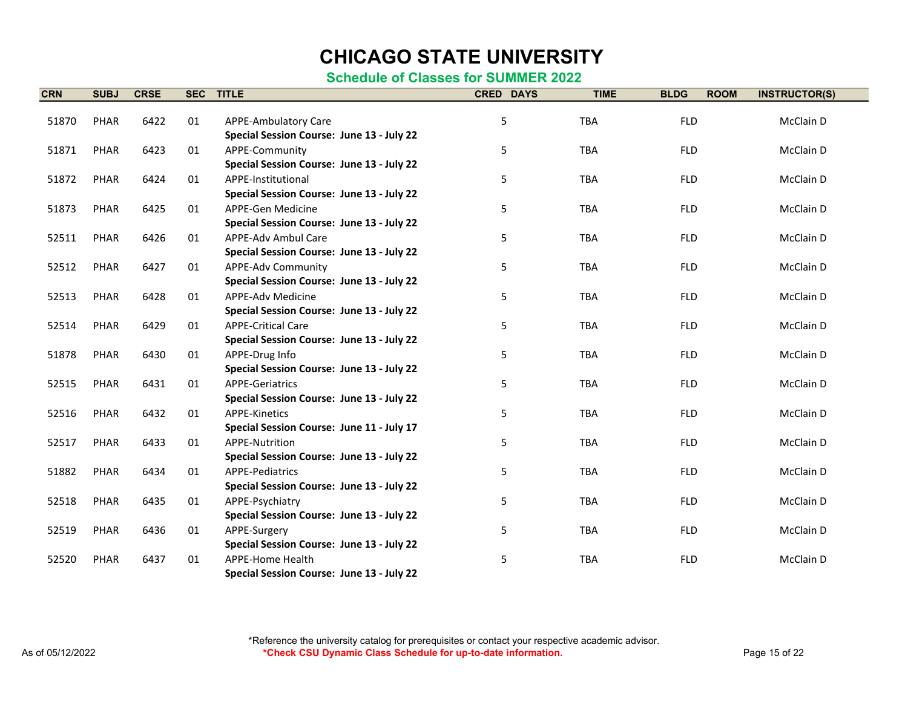# CHICAGO STATE UNIVERSITY

## Schedule of Classes for SUMMER 2022

| CRN | SUBJ | CRSE | SEC | TITLE | CRED | DAYS | TIME | BLDG | ROOM | INSTRUCTOR(S) |
|---|---|---|---|---|---|---|---|---|---|---|
| 51870 | PHAR | 6422 | 01 | APPE-Ambulatory Care<br>**Special Session Course: June 13 - July 22** | 5 | | TBA | FLD | | McClain D |
| 51871 | PHAR | 6423 | 01 | APPE-Community<br>**Special Session Course: June 13 - July 22** | 5 | | TBA | FLD | | McClain D |
| 51872 | PHAR | 6424 | 01 | APPE-Institutional<br>**Special Session Course: June 13 - July 22** | 5 | | TBA | FLD | | McClain D |
| 51873 | PHAR | 6425 | 01 | APPE-Gen Medicine<br>**Special Session Course: June 13 - July 22** | 5 | | TBA | FLD | | McClain D |
| 52511 | PHAR | 6426 | 01 | APPE-Adv Ambul Care<br>**Special Session Course: June 13 - July 22** | 5 | | TBA | FLD | | McClain D |
| 52512 | PHAR | 6427 | 01 | APPE-Adv Community<br>**Special Session Course: June 13 - July 22** | 5 | | TBA | FLD | | McClain D |
| 52513 | PHAR | 6428 | 01 | APPE-Adv Medicine<br>**Special Session Course: June 13 - July 22** | 5 | | TBA | FLD | | McClain D |
| 52514 | PHAR | 6429 | 01 | APPE-Critical Care<br>**Special Session Course: June 13 - July 22** | 5 | | TBA | FLD | | McClain D |
| 51878 | PHAR | 6430 | 01 | APPE-Drug Info<br>**Special Session Course: June 13 - July 22** | 5 | | TBA | FLD | | McClain D |
| 52515 | PHAR | 6431 | 01 | APPE-Geriatrics<br>**Special Session Course: June 13 - July 22** | 5 | | TBA | FLD | | McClain D |
| 52516 | PHAR | 6432 | 01 | APPE-Kinetics<br>**Special Session Course: June 11 - July 17** | 5 | | TBA | FLD | | McClain D |
| 52517 | PHAR | 6433 | 01 | APPE-Nutrition<br>**Special Session Course: June 13 - July 22** | 5 | | TBA | FLD | | McClain D |
| 51882 | PHAR | 6434 | 01 | APPE-Pediatrics<br>**Special Session Course: June 13 - July 22** | 5 | | TBA | FLD | | McClain D |
| 52518 | PHAR | 6435 | 01 | APPE-Psychiatry<br>**Special Session Course: June 13 - July 22** | 5 | | TBA | FLD | | McClain D |
| 52519 | PHAR | 6436 | 01 | APPE-Surgery<br>**Special Session Course: June 13 - July 22** | 5 | | TBA | FLD | | McClain D |
| 52520 | PHAR | 6437 | 01 | APPE-Home Health<br>**Special Session Course: June 13 - July 22** | 5 | | TBA | FLD | | McClain D |

*Reference the university catalog for prerequisites or contact your respective academic advisor.

**\*Check CSU Dynamic Class Schedule for up-to-date information.**

As of 05/12/2022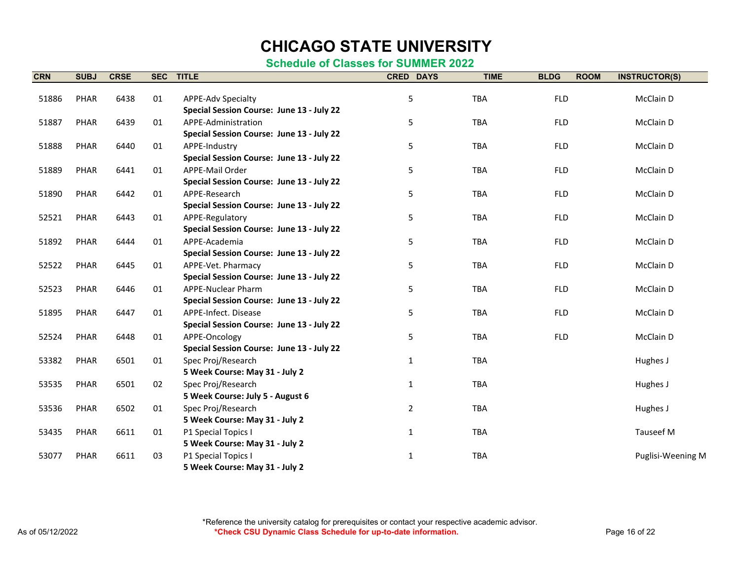# CHICAGO STATE UNIVERSITY

## Schedule of Classes for SUMMER 2022

| CRN | SUBJ | CRSE | SEC | TITLE | CRED | DAYS | TIME | BLDG | ROOM | INSTRUCTOR(S) |
|---|---|---|---|---|---|---|---|---|---|---|
| 51886 | PHAR | 6438 | 01 | APPE-Adv Specialty<br>**Special Session Course: June 13 - July 22** | 5 | | TBA | FLD | | McClain D |
| 51887 | PHAR | 6439 | 01 | APPE-Administration<br>**Special Session Course: June 13 - July 22** | 5 | | TBA | FLD | | McClain D |
| 51888 | PHAR | 6440 | 01 | APPE-Industry<br>**Special Session Course: June 13 - July 22** | 5 | | TBA | FLD | | McClain D |
| 51889 | PHAR | 6441 | 01 | APPE-Mail Order<br>**Special Session Course: June 13 - July 22** | 5 | | TBA | FLD | | McClain D |
| 51890 | PHAR | 6442 | 01 | APPE-Research<br>**Special Session Course: June 13 - July 22** | 5 | | TBA | FLD | | McClain D |
| 52521 | PHAR | 6443 | 01 | APPE-Regulatory<br>**Special Session Course: June 13 - July 22** | 5 | | TBA | FLD | | McClain D |
| 51892 | PHAR | 6444 | 01 | APPE-Academia<br>**Special Session Course: June 13 - July 22** | 5 | | TBA | FLD | | McClain D |
| 52522 | PHAR | 6445 | 01 | APPE-Vet. Pharmacy<br>**Special Session Course: June 13 - July 22** | 5 | | TBA | FLD | | McClain D |
| 52523 | PHAR | 6446 | 01 | APPE-Nuclear Pharm<br>**Special Session Course: June 13 - July 22** | 5 | | TBA | FLD | | McClain D |
| 51895 | PHAR | 6447 | 01 | APPE-Infect. Disease<br>**Special Session Course: June 13 - July 22** | 5 | | TBA | FLD | | McClain D |
| 52524 | PHAR | 6448 | 01 | APPE-Oncology<br>**Special Session Course: June 13 - July 22** | 5 | | TBA | FLD | | McClain D |
| 53382 | PHAR | 6501 | 01 | Spec Proj/Research<br>**5 Week Course: May 31 - July 2** | 1 | | TBA | | | Hughes J |
| 53535 | PHAR | 6501 | 02 | Spec Proj/Research<br>**5 Week Course: July 5 - August 6** | 1 | | TBA | | | Hughes J |
| 53536 | PHAR | 6502 | 01 | Spec Proj/Research<br>**5 Week Course: May 31 - July 2** | 2 | | TBA | | | Hughes J |
| 53435 | PHAR | 6611 | 01 | P1 Special Topics I<br>**5 Week Course: May 31 - July 2** | 1 | | TBA | | | Tauseef M |
| 53077 | PHAR | 6611 | 03 | P1 Special Topics I<br>**5 Week Course: May 31 - July 2** | 1 | | TBA | | | Puglisi-Weening M |

*Reference the university catalog for prerequisites or contact your respective academic advisor.

**\*Check CSU Dynamic Class Schedule for up-to-date information.**

As of 05/12/2022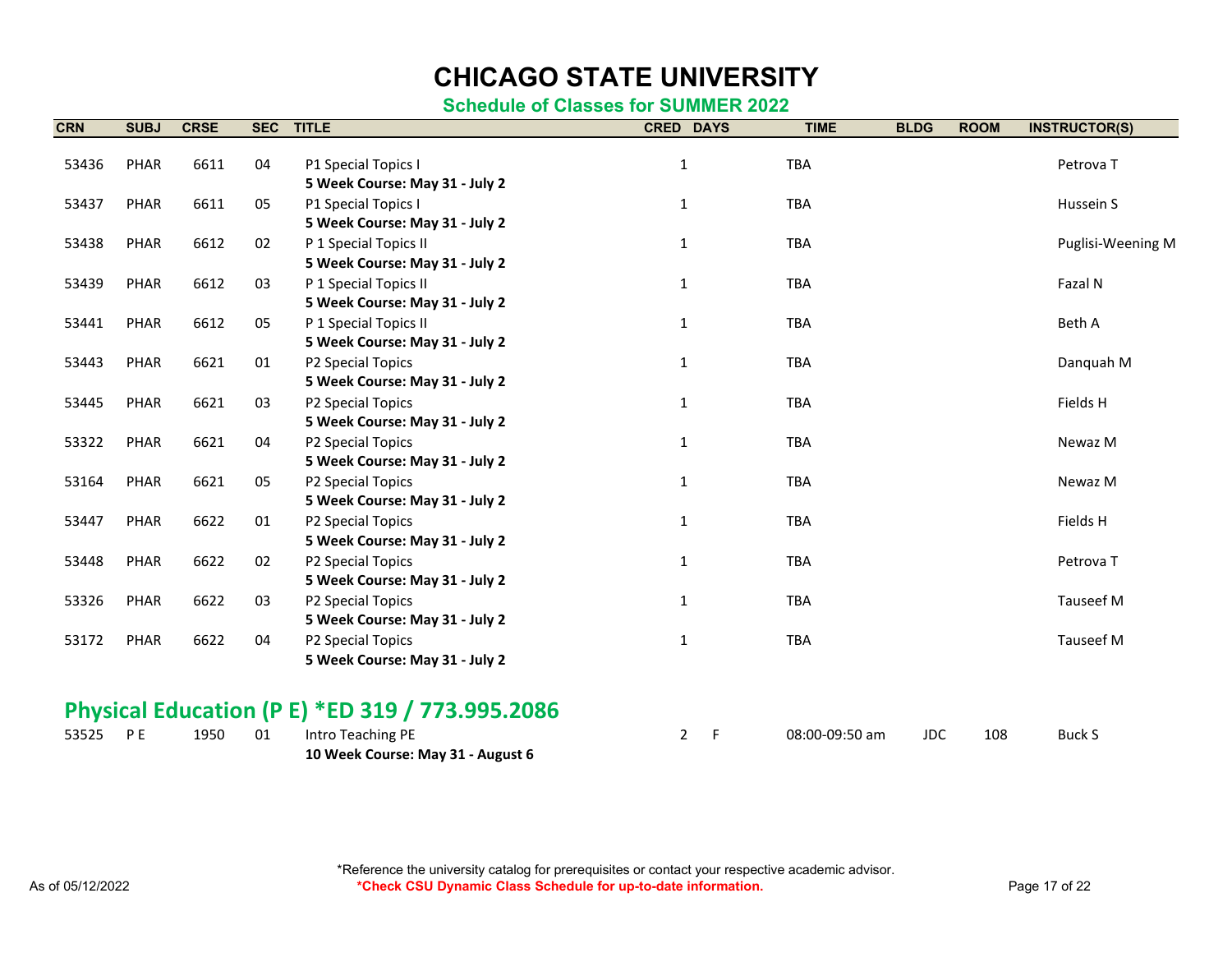# CHICAGO STATE UNIVERSITY

## Schedule of Classes for SUMMER 2022

| CRN | SUBJ | CRSE | SEC | TITLE | CRED | DAYS | TIME | BLDG | ROOM | INSTRUCTOR(S) |
|---|---|---|---|---|---|---|---|---|---|---|
| 53436 | PHAR | 6611 | 04 | P1 Special Topics I<br>**5 Week Course: May 31 - July 2** | 1 | | TBA | | | Petrova T |
| 53437 | PHAR | 6611 | 05 | P1 Special Topics I<br>**5 Week Course: May 31 - July 2** | 1 | | TBA | | | Hussein S |
| 53438 | PHAR | 6612 | 02 | P 1 Special Topics II<br>**5 Week Course: May 31 - July 2** | 1 | | TBA | | | Puglisi-Weening M |
| 53439 | PHAR | 6612 | 03 | P 1 Special Topics II<br>**5 Week Course: May 31 - July 2** | 1 | | TBA | | | Fazal N |
| 53441 | PHAR | 6612 | 05 | P 1 Special Topics II<br>**5 Week Course: May 31 - July 2** | 1 | | TBA | | | Beth A |
| 53443 | PHAR | 6621 | 01 | P2 Special Topics<br>**5 Week Course: May 31 - July 2** | 1 | | TBA | | | Danquah M |
| 53445 | PHAR | 6621 | 03 | P2 Special Topics<br>**5 Week Course: May 31 - July 2** | 1 | | TBA | | | Fields H |
| 53322 | PHAR | 6621 | 04 | P2 Special Topics<br>**5 Week Course: May 31 - July 2** | 1 | | TBA | | | Newaz M |
| 53164 | PHAR | 6621 | 05 | P2 Special Topics<br>**5 Week Course: May 31 - July 2** | 1 | | TBA | | | Newaz M |
| 53447 | PHAR | 6622 | 01 | P2 Special Topics<br>**5 Week Course: May 31 - July 2** | 1 | | TBA | | | Fields H |
| 53448 | PHAR | 6622 | 02 | P2 Special Topics<br>**5 Week Course: May 31 - July 2** | 1 | | TBA | | | Petrova T |
| 53326 | PHAR | 6622 | 03 | P2 Special Topics<br>**5 Week Course: May 31 - July 2** | 1 | | TBA | | | Tauseef M |
| 53172 | PHAR | 6622 | 04 | P2 Special Topics<br>**5 Week Course: May 31 - July 2** | 1 | | TBA | | | Tauseef M |

## Physical Education (P E) *ED 319 / 773.995.2086

| CRN | SUBJ | CRSE | SEC | TITLE | CRED | DAYS | TIME | BLDG | ROOM | INSTRUCTOR(S) |
|---|---|---|---|---|---|---|---|---|---|---|
| 53525 | P E | 1950 | 01 | Intro Teaching PE<br>**10 Week Course: May 31 - August 6** | 2 | F | 08:00-09:50 am | JDC | 108 | Buck S |

*Reference the university catalog for prerequisites or contact your respective academic advisor.

***Check CSU Dynamic Class Schedule for up-to-date information.**

As of 05/12/2022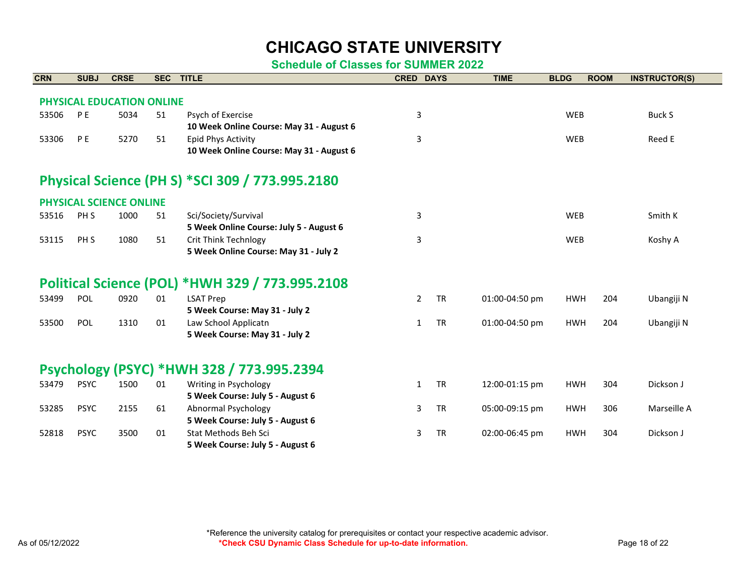# CHICAGO STATE UNIVERSITY

## Schedule of Classes for SUMMER 2022

| CRN | SUBJ | CRSE | SEC | TITLE | CRED | DAYS | TIME | BLDG | ROOM | INSTRUCTOR(S) |
|---|---|---|---|---|---|---|---|---|---|---|

### PHYSICAL EDUCATION ONLINE

| CRN | SUBJ | CRSE | SEC | TITLE | CRED | DAYS | TIME | BLDG | ROOM | INSTRUCTOR(S) |
|---|---|---|---|---|---|---|---|---|---|---|
| 53506 | P E | 5034 | 51 | Psych of Exercise<br>**10 Week Online Course: May 31 - August 6** | 3 | | | WEB | | Buck S |
| 53306 | P E | 5270 | 51 | Epid Phys Activity<br>**10 Week Online Course: May 31 - August 6** | 3 | | | WEB | | Reed E |

## Physical Science (PH S) *SCI 309 / 773.995.2180

### PHYSICAL SCIENCE ONLINE

| CRN | SUBJ | CRSE | SEC | TITLE | CRED | DAYS | TIME | BLDG | ROOM | INSTRUCTOR(S) |
|---|---|---|---|---|---|---|---|---|---|---|
| 53516 | PH S | 1000 | 51 | Sci/Society/Survival<br>**5 Week Online Course: July 5 - August 6** | 3 | | | WEB | | Smith K |
| 53115 | PH S | 1080 | 51 | Crit Think Technlogy<br>**5 Week Online Course: May 31 - July 2** | 3 | | | WEB | | Koshy A |

## Political Science (POL) *HWH 329 / 773.995.2108

| CRN | SUBJ | CRSE | SEC | TITLE | CRED | DAYS | TIME | BLDG | ROOM | INSTRUCTOR(S) |
|---|---|---|---|---|---|---|---|---|---|---|
| 53499 | POL | 0920 | 01 | LSAT Prep<br>**5 Week Course: May 31 - July 2** | 2 | TR | 01:00-04:50 pm | HWH | 204 | Ubangiji N |
| 53500 | POL | 1310 | 01 | Law School Applicatn<br>**5 Week Course: May 31 - July 2** | 1 | TR | 01:00-04:50 pm | HWH | 204 | Ubangiji N |

## Psychology (PSYC) *HWH 328 / 773.995.2394

| CRN | SUBJ | CRSE | SEC | TITLE | CRED | DAYS | TIME | BLDG | ROOM | INSTRUCTOR(S) |
|---|---|---|---|---|---|---|---|---|---|---|
| 53479 | PSYC | 1500 | 01 | Writing in Psychology<br>**5 Week Course: July 5 - August 6** | 1 | TR | 12:00-01:15 pm | HWH | 304 | Dickson J |
| 53285 | PSYC | 2155 | 61 | Abnormal Psychology<br>**5 Week Course: July 5 - August 6** | 3 | TR | 05:00-09:15 pm | HWH | 306 | Marseille A |
| 52818 | PSYC | 3500 | 01 | Stat Methods Beh Sci<br>**5 Week Course: July 5 - August 6** | 3 | TR | 02:00-06:45 pm | HWH | 304 | Dickson J |

*Reference the university catalog for prerequisites or contact your respective academic advisor.

**\*Check CSU Dynamic Class Schedule for up-to-date information.**

As of 05/12/2022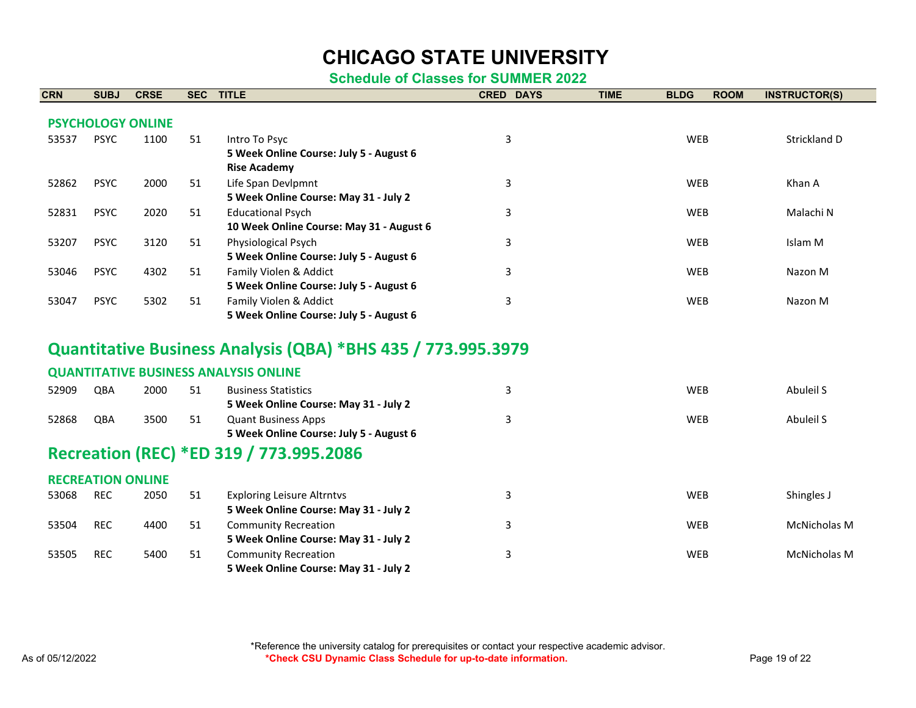# CHICAGO STATE UNIVERSITY

## Schedule of Classes for SUMMER 2022

### PSYCHOLOGY ONLINE

| CRN | SUBJ | CRSE | SEC | TITLE | CRED | DAYS | TIME | BLDG | ROOM | INSTRUCTOR(S) |
|---|---|---|---|---|---|---|---|---|---|---|
| 53537 | PSYC | 1100 | 51 | Intro To Psyc<br>**5 Week Online Course: July 5 - August 6**<br>**Rise Academy** | 3 | | | WEB | | Strickland D |
| 52862 | PSYC | 2000 | 51 | Life Span Devlpmnt<br>**5 Week Online Course: May 31 - July 2** | 3 | | | WEB | | Khan A |
| 52831 | PSYC | 2020 | 51 | Educational Psych<br>**10 Week Online Course: May 31 - August 6** | 3 | | | WEB | | Malachi N |
| 53207 | PSYC | 3120 | 51 | Physiological Psych<br>**5 Week Online Course: July 5 - August 6** | 3 | | | WEB | | Islam M |
| 53046 | PSYC | 4302 | 51 | Family Violen & Addict<br>**5 Week Online Course: July 5 - August 6** | 3 | | | WEB | | Nazon M |
| 53047 | PSYC | 5302 | 51 | Family Violen & Addict<br>**5 Week Online Course: July 5 - August 6** | 3 | | | WEB | | Nazon M |

## Quantitative Business Analysis (QBA) *BHS 435 / 773.995.3979

### QUANTITATIVE BUSINESS ANALYSIS ONLINE

| CRN | SUBJ | CRSE | SEC | TITLE | CRED | DAYS | TIME | BLDG | ROOM | INSTRUCTOR(S) |
|---|---|---|---|---|---|---|---|---|---|---|
| 52909 | QBA | 2000 | 51 | Business Statistics<br>**5 Week Online Course: May 31 - July 2** | 3 | | | WEB | | Abuleil S |
| 52868 | QBA | 3500 | 51 | Quant Business Apps<br>**5 Week Online Course: July 5 - August 6** | 3 | | | WEB | | Abuleil S |

## Recreation (REC) *ED 319 / 773.995.2086

### RECREATION ONLINE

| CRN | SUBJ | CRSE | SEC | TITLE | CRED | DAYS | TIME | BLDG | ROOM | INSTRUCTOR(S) |
|---|---|---|---|---|---|---|---|---|---|---|
| 53068 | REC | 2050 | 51 | Exploring Leisure Altrntvs<br>**5 Week Online Course: May 31 - July 2** | 3 | | | WEB | | Shingles J |
| 53504 | REC | 4400 | 51 | Community Recreation<br>**5 Week Online Course: May 31 - July 2** | 3 | | | WEB | | McNicholas M |
| 53505 | REC | 5400 | 51 | Community Recreation<br>**5 Week Online Course: May 31 - July 2** | 3 | | | WEB | | McNicholas M |

*Reference the university catalog for prerequisites or contact your respective academic advisor.

**\*Check CSU Dynamic Class Schedule for up-to-date information.**

As of 05/12/2022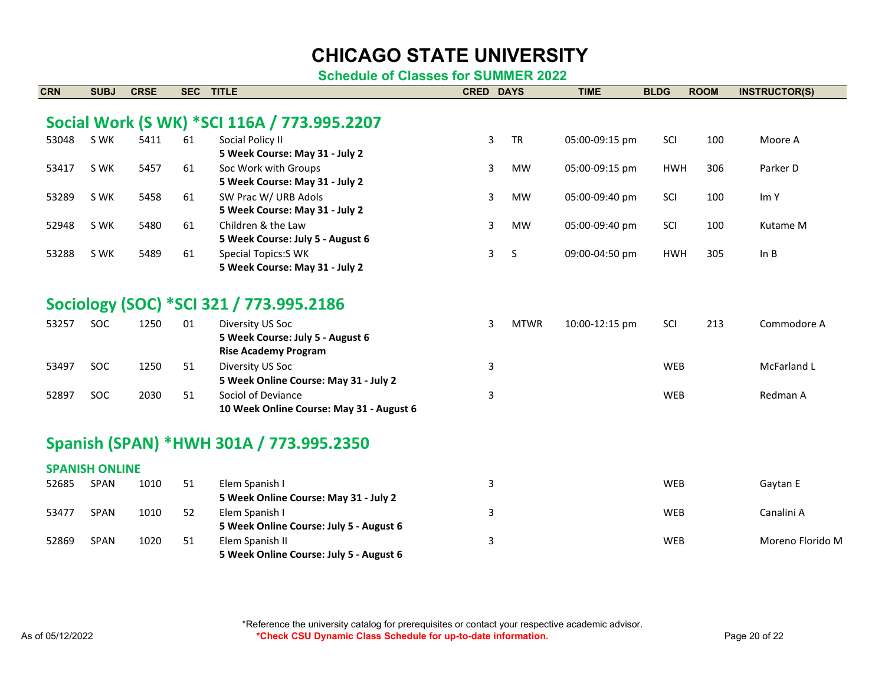# CHICAGO STATE UNIVERSITY

## Schedule of Classes for SUMMER 2022

| CRN | SUBJ | CRSE | SEC | TITLE | CRED | DAYS | TIME | BLDG | ROOM | INSTRUCTOR(S) |
|---|---|---|---|---|---|---|---|---|---|---|

## Social Work (S WK) *SCI 116A / 773.995.2207

| CRN | SUBJ | CRSE | SEC | TITLE | CRED | DAYS | TIME | BLDG | ROOM | INSTRUCTOR(S) |
|---|---|---|---|---|---|---|---|---|---|---|
| 53048 | S WK | 5411 | 61 | Social Policy II<br>**5 Week Course: May 31 - July 2** | 3 | TR | 05:00-09:15 pm | SCI | 100 | Moore A |
| 53417 | S WK | 5457 | 61 | Soc Work with Groups<br>**5 Week Course: May 31 - July 2** | 3 | MW | 05:00-09:15 pm | HWH | 306 | Parker D |
| 53289 | S WK | 5458 | 61 | SW Prac W/ URB Adols<br>**5 Week Course: May 31 - July 2** | 3 | MW | 05:00-09:40 pm | SCI | 100 | Im Y |
| 52948 | S WK | 5480 | 61 | Children & the Law<br>**5 Week Course: July 5 - August 6** | 3 | MW | 05:00-09:40 pm | SCI | 100 | Kutame M |
| 53288 | S WK | 5489 | 61 | Special Topics:S WK<br>**5 Week Course: May 31 - July 2** | 3 | S | 09:00-04:50 pm | HWH | 305 | In B |

## Sociology (SOC) *SCI 321 / 773.995.2186

| CRN | SUBJ | CRSE | SEC | TITLE | CRED | DAYS | TIME | BLDG | ROOM | INSTRUCTOR(S) |
|---|---|---|---|---|---|---|---|---|---|---|
| 53257 | SOC | 1250 | 01 | Diversity US Soc<br>**5 Week Course: July 5 - August 6**<br>**Rise Academy Program** | 3 | MTWR | 10:00-12:15 pm | SCI | 213 | Commodore A |
| 53497 | SOC | 1250 | 51 | Diversity US Soc<br>**5 Week Online Course: May 31 - July 2** | 3 | | | WEB | | McFarland L |
| 52897 | SOC | 2030 | 51 | Sociol of Deviance<br>**10 Week Online Course: May 31 - August 6** | 3 | | | WEB | | Redman A |

## Spanish (SPAN) *HWH 301A / 773.995.2350

### SPANISH ONLINE

| CRN | SUBJ | CRSE | SEC | TITLE | CRED | DAYS | TIME | BLDG | ROOM | INSTRUCTOR(S) |
|---|---|---|---|---|---|---|---|---|---|---|
| 52685 | SPAN | 1010 | 51 | Elem Spanish I<br>**5 Week Online Course: May 31 - July 2** | 3 | | | WEB | | Gaytan E |
| 53477 | SPAN | 1010 | 52 | Elem Spanish I<br>**5 Week Online Course: July 5 - August 6** | 3 | | | WEB | | Canalini A |
| 52869 | SPAN | 1020 | 51 | Elem Spanish II<br>**5 Week Online Course: July 5 - August 6** | 3 | | | WEB | | Moreno Florido M |

As of 05/12/2022

*Reference the university catalog for prerequisites or contact your respective academic advisor.

***Check CSU Dynamic Class Schedule for up-to-date information.**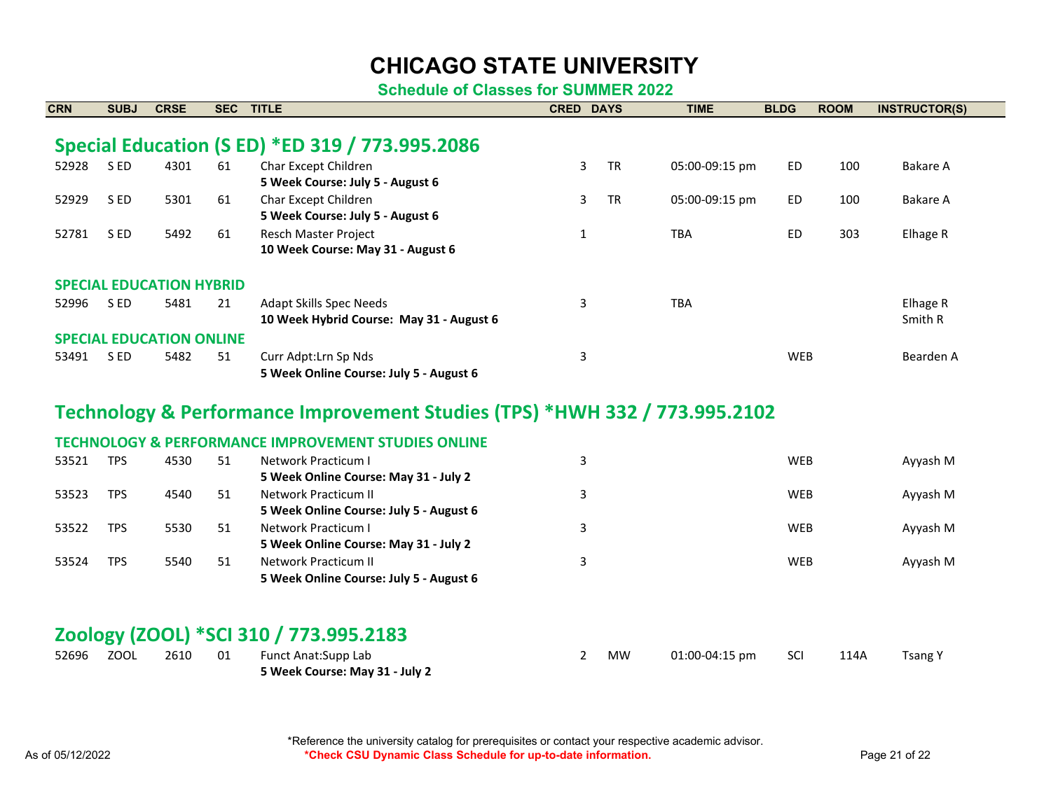# CHICAGO STATE UNIVERSITY

**Schedule of Classes for SUMMER 2022**

| CRN | SUBJ | CRSE | SEC | TITLE | CRED | DAYS | TIME | BLDG | ROOM | INSTRUCTOR(S) |
|---|---|---|---|---|---|---|---|---|---|---|

## Special Education (S ED) *ED 319 / 773.995.2086

| CRN | SUBJ | CRSE | SEC | TITLE | CRED | DAYS | TIME | BLDG | ROOM | INSTRUCTOR(S) |
|---|---|---|---|---|---|---|---|---|---|---|
| 52928 | S ED | 4301 | 61 | Char Except Children<br>**5 Week Course: July 5 - August 6** | 3 | TR | 05:00-09:15 pm | ED | 100 | Bakare A |
| 52929 | S ED | 5301 | 61 | Char Except Children<br>**5 Week Course: July 5 - August 6** | 3 | TR | 05:00-09:15 pm | ED | 100 | Bakare A |
| 52781 | S ED | 5492 | 61 | Resch Master Project<br>**10 Week Course: May 31 - August 6** | 1 | | TBA | ED | 303 | Elhage R |

### SPECIAL EDUCATION HYBRID

| CRN | SUBJ | CRSE | SEC | TITLE | CRED | DAYS | TIME | BLDG | ROOM | INSTRUCTOR(S) |
|---|---|---|---|---|---|---|---|---|---|---|
| 52996 | S ED | 5481 | 21 | Adapt Skills Spec Needs<br>**10 Week Hybrid Course: May 31 - August 6** | 3 | | TBA | | | Elhage R<br>Smith R |

### SPECIAL EDUCATION ONLINE

| CRN | SUBJ | CRSE | SEC | TITLE | CRED | DAYS | TIME | BLDG | ROOM | INSTRUCTOR(S) |
|---|---|---|---|---|---|---|---|---|---|---|
| 53491 | S ED | 5482 | 51 | Curr Adpt:Lrn Sp Nds<br>**5 Week Online Course: July 5 - August 6** | 3 | | | WEB | | Bearden A |

## Technology & Performance Improvement Studies (TPS) *HWH 332 / 773.995.2102

### TECHNOLOGY & PERFORMANCE IMPROVEMENT STUDIES ONLINE

| CRN | SUBJ | CRSE | SEC | TITLE | CRED | DAYS | TIME | BLDG | ROOM | INSTRUCTOR(S) |
|---|---|---|---|---|---|---|---|---|---|---|
| 53521 | TPS | 4530 | 51 | Network Practicum I<br>**5 Week Online Course: May 31 - July 2** | 3 | | | WEB | | Ayyash M |
| 53523 | TPS | 4540 | 51 | Network Practicum II<br>**5 Week Online Course: July 5 - August 6** | 3 | | | WEB | | Ayyash M |
| 53522 | TPS | 5530 | 51 | Network Practicum I<br>**5 Week Online Course: May 31 - July 2** | 3 | | | WEB | | Ayyash M |
| 53524 | TPS | 5540 | 51 | Network Practicum II<br>**5 Week Online Course: July 5 - August 6** | 3 | | | WEB | | Ayyash M |

## Zoology (ZOOL) *SCI 310 / 773.995.2183

| CRN | SUBJ | CRSE | SEC | TITLE | CRED | DAYS | TIME | BLDG | ROOM | INSTRUCTOR(S) |
|---|---|---|---|---|---|---|---|---|---|---|
| 52696 | ZOOL | 2610 | 01 | Funct Anat:Supp Lab<br>**5 Week Course: May 31 - July 2** | 2 | MW | 01:00-04:15 pm | SCI | 114A | Tsang Y |

*Reference the university catalog for prerequisites or contact your respective academic advisor.

**\*Check CSU Dynamic Class Schedule for up-to-date information.**

As of 05/12/2022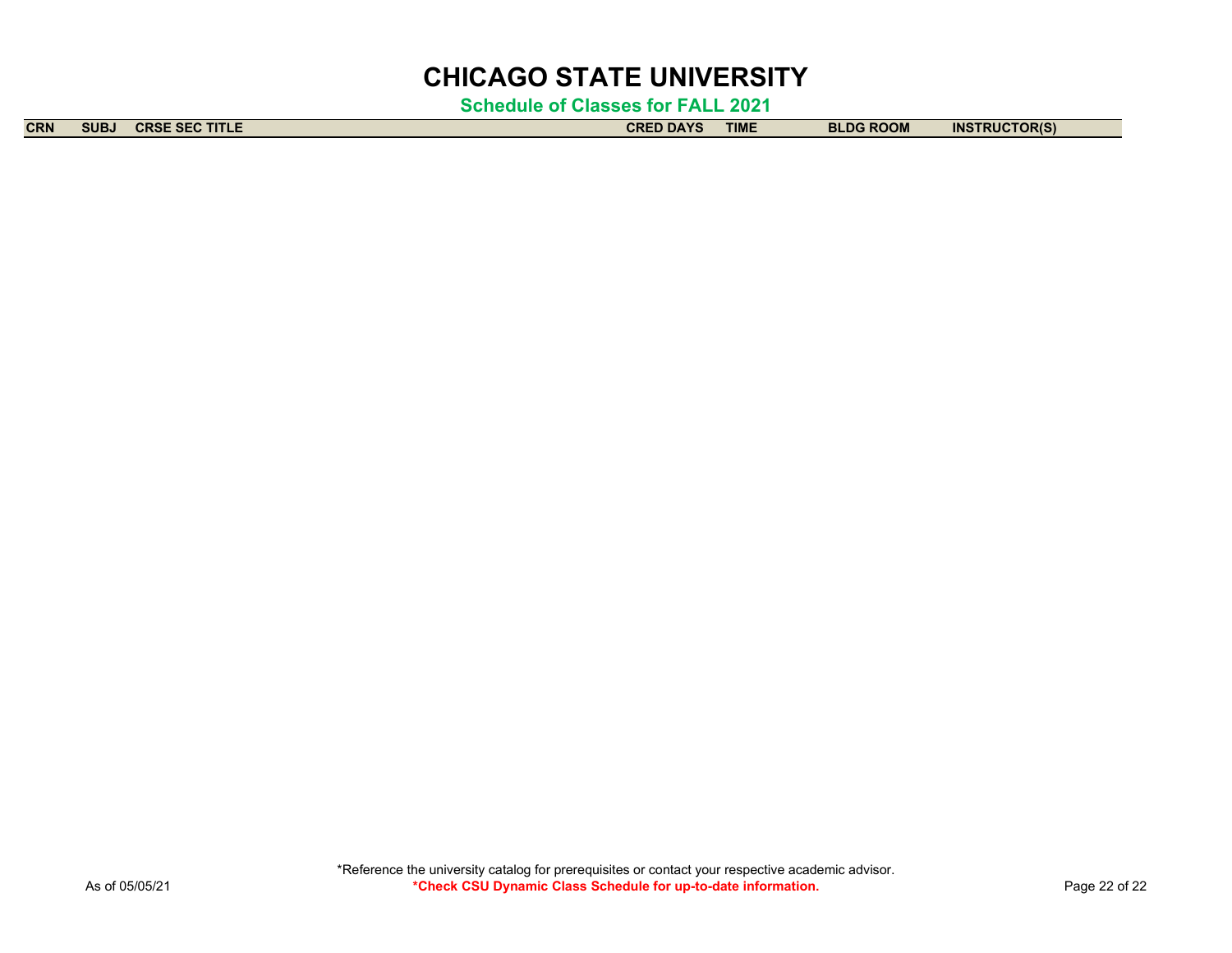# CHICAGO STATE UNIVERSITY

## Schedule of Classes for FALL 2021

| CRN | SUBJ | CRSE SEC TITLE | CRED DAYS | TIME | BLDG ROOM | INSTRUCTOR(S) |
|---|---|---|---|---|---|---|

*Reference the university catalog for prerequisites or contact your respective academic advisor.

As of 05/05/21

**\*Check CSU Dynamic Class Schedule for up-to-date information.**